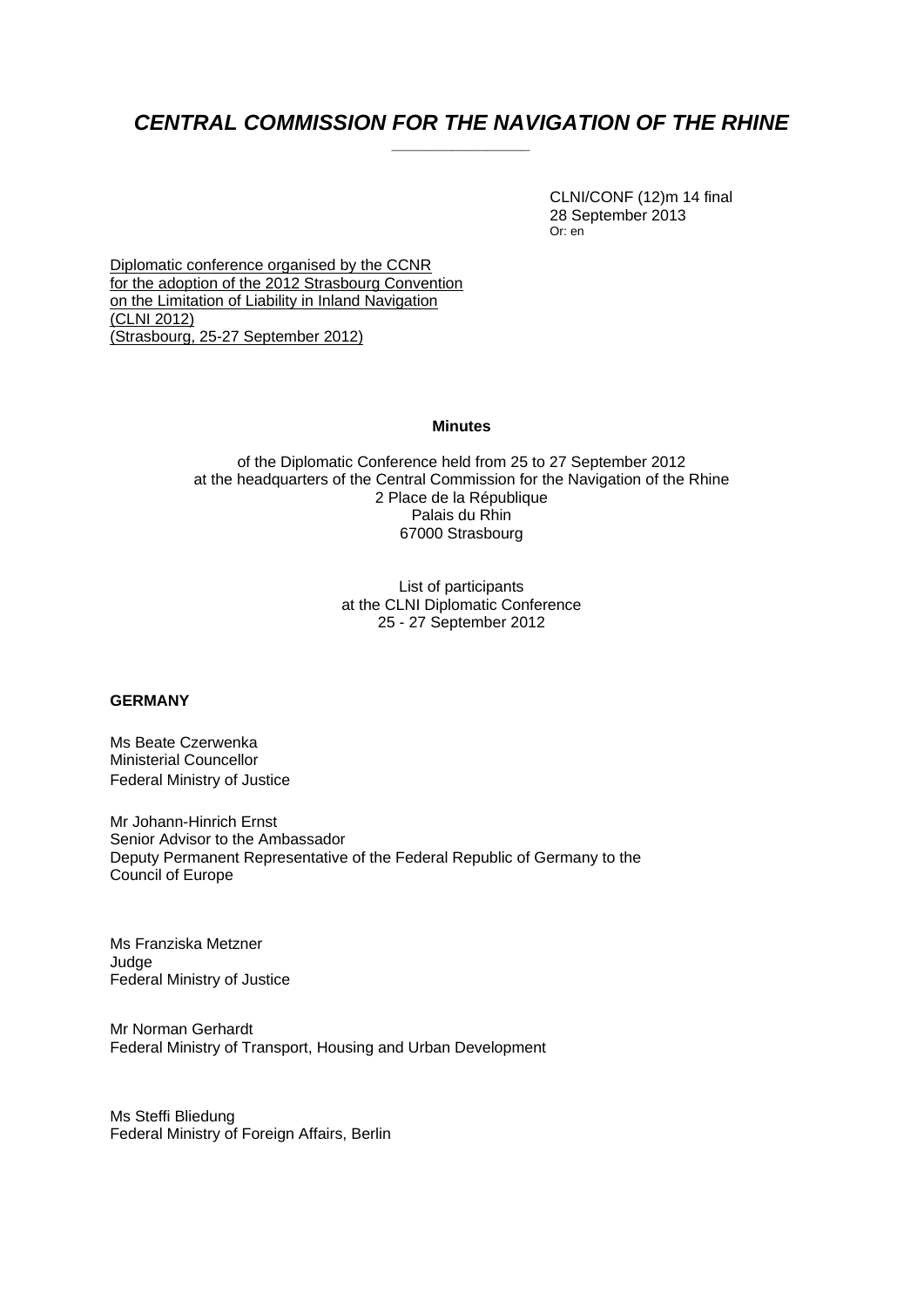# *CENTRAL COMMISSION FOR THE NAVIGATION OF THE RHINE*

CLNI/CONF (12)m 14 final
28 September 2013
Or: en

<u>Diplomatic conference organised by the CCNR for the adoption of the 2012 Strasbourg Convention on the Limitation of Liability in Inland Navigation (CLNI 2012) (Strasbourg, 25-27 September 2012)</u>

**Minutes**

of the Diplomatic Conference held from 25 to 27 September 2012
at the headquarters of the Central Commission for the Navigation of the Rhine
2 Place de la République
Palais du Rhin
67000 Strasbourg

List of participants
at the CLNI Diplomatic Conference
25 - 27 September 2012

**GERMANY**

Ms Beate Czerwenka
Ministerial Councellor
Federal Ministry of Justice

Mr Johann-Hinrich Ernst
Senior Advisor to the Ambassador
Deputy Permanent Representative of the Federal Republic of Germany to the Council of Europe

Ms Franziska Metzner
Judge
Federal Ministry of Justice

Mr Norman Gerhardt
Federal Ministry of Transport, Housing and Urban Development

Ms Steffi Bliedung
Federal Ministry of Foreign Affairs, Berlin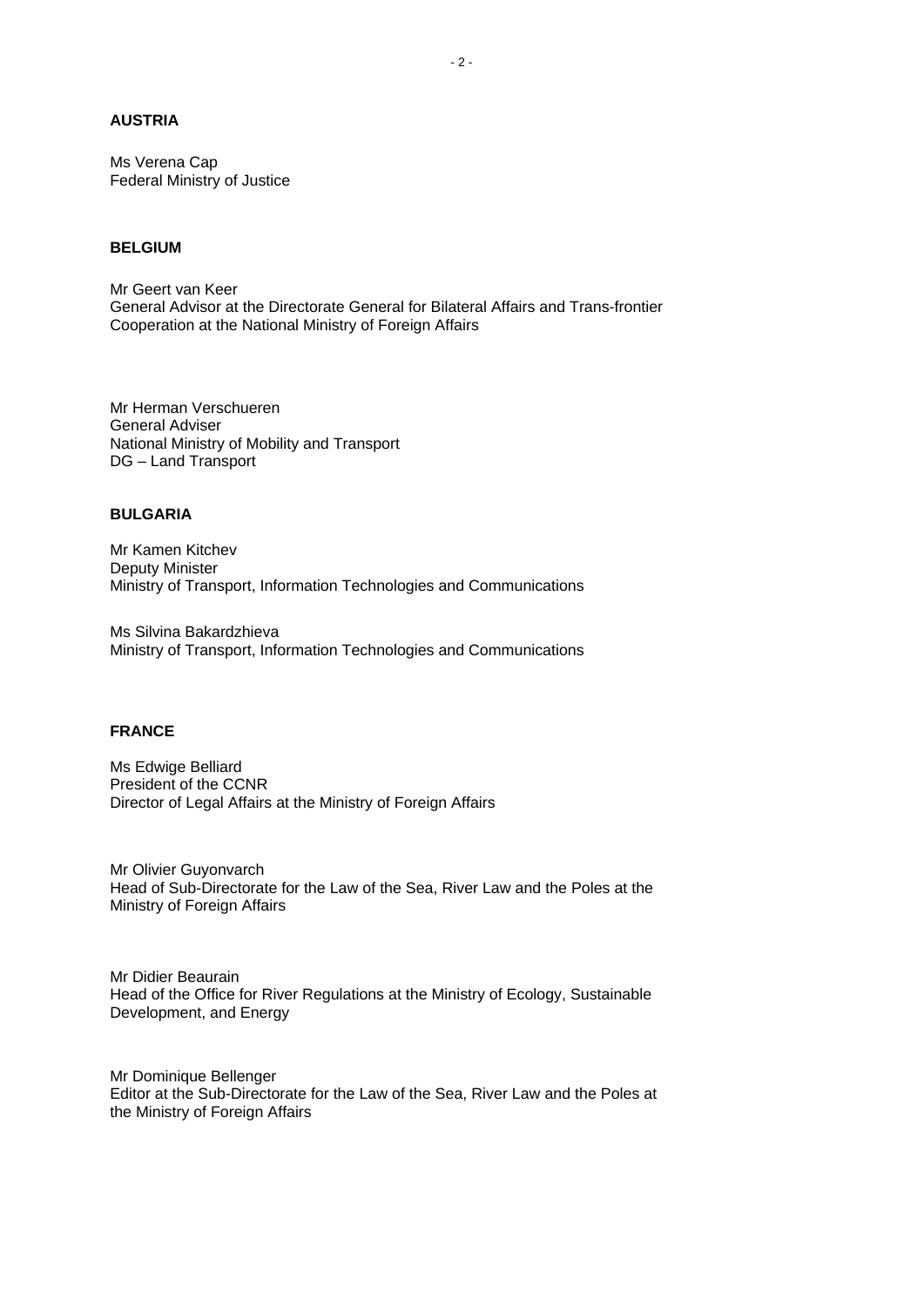**AUSTRIA**

Ms Verena Cap
Federal Ministry of Justice

**BELGIUM**

Mr Geert van Keer
General Advisor at the Directorate General for Bilateral Affairs and Trans-frontier Cooperation at the National Ministry of Foreign Affairs

Mr Herman Verschueren
General Adviser
National Ministry of Mobility and Transport
DG – Land Transport

**BULGARIA**

Mr Kamen Kitchev
Deputy Minister
Ministry of Transport, Information Technologies and Communications

Ms Silvina Bakardzhieva
Ministry of Transport, Information Technologies and Communications

**FRANCE**

Ms Edwige Belliard
President of the CCNR
Director of Legal Affairs at the Ministry of Foreign Affairs

Mr Olivier Guyonvarch
Head of Sub-Directorate for the Law of the Sea, River Law and the Poles at the Ministry of Foreign Affairs

Mr Didier Beaurain
Head of the Office for River Regulations at the Ministry of Ecology, Sustainable Development, and Energy

Mr Dominique Bellenger
Editor at the Sub-Directorate for the Law of the Sea, River Law and the Poles at the Ministry of Foreign Affairs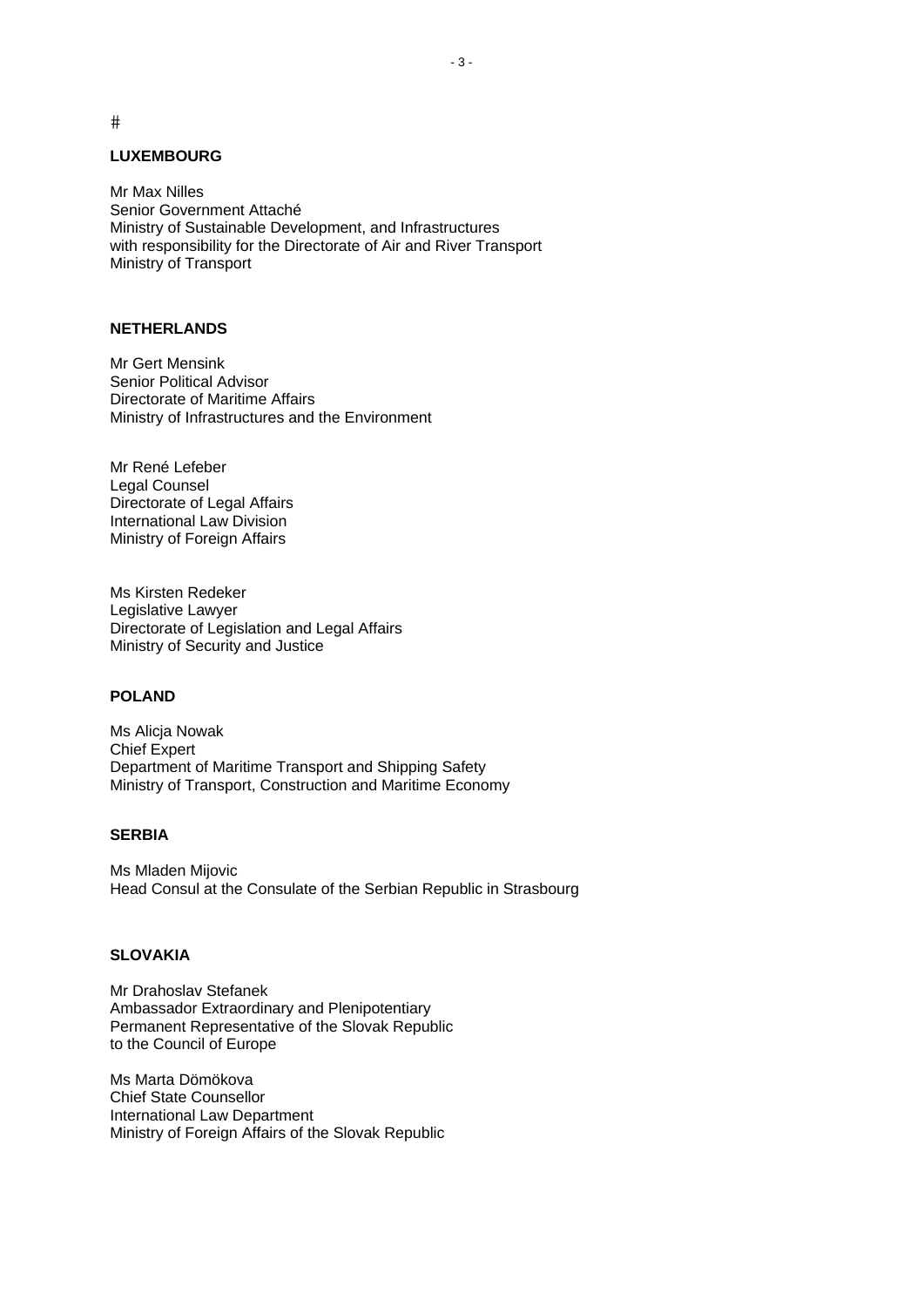#

**LUXEMBOURG**

Mr Max Nilles
Senior Government Attaché
Ministry of Sustainable Development, and Infrastructures
with responsibility for the Directorate of Air and River Transport
Ministry of Transport

**NETHERLANDS**

Mr Gert Mensink
Senior Political Advisor
Directorate of Maritime Affairs
Ministry of Infrastructures and the Environment

Mr René Lefeber
Legal Counsel
Directorate of Legal Affairs
International Law Division
Ministry of Foreign Affairs

Ms Kirsten Redeker
Legislative Lawyer
Directorate of Legislation and Legal Affairs
Ministry of Security and Justice

**POLAND**

Ms Alicja Nowak
Chief Expert
Department of Maritime Transport and Shipping Safety
Ministry of Transport, Construction and Maritime Economy

**SERBIA**

Ms Mladen Mijovic
Head Consul at the Consulate of the Serbian Republic in Strasbourg

**SLOVAKIA**

Mr Drahoslav Stefanek
Ambassador Extraordinary and Plenipotentiary
Permanent Representative of the Slovak Republic
to the Council of Europe

Ms Marta Dömökova
Chief State Counsellor
International Law Department
Ministry of Foreign Affairs of the Slovak Republic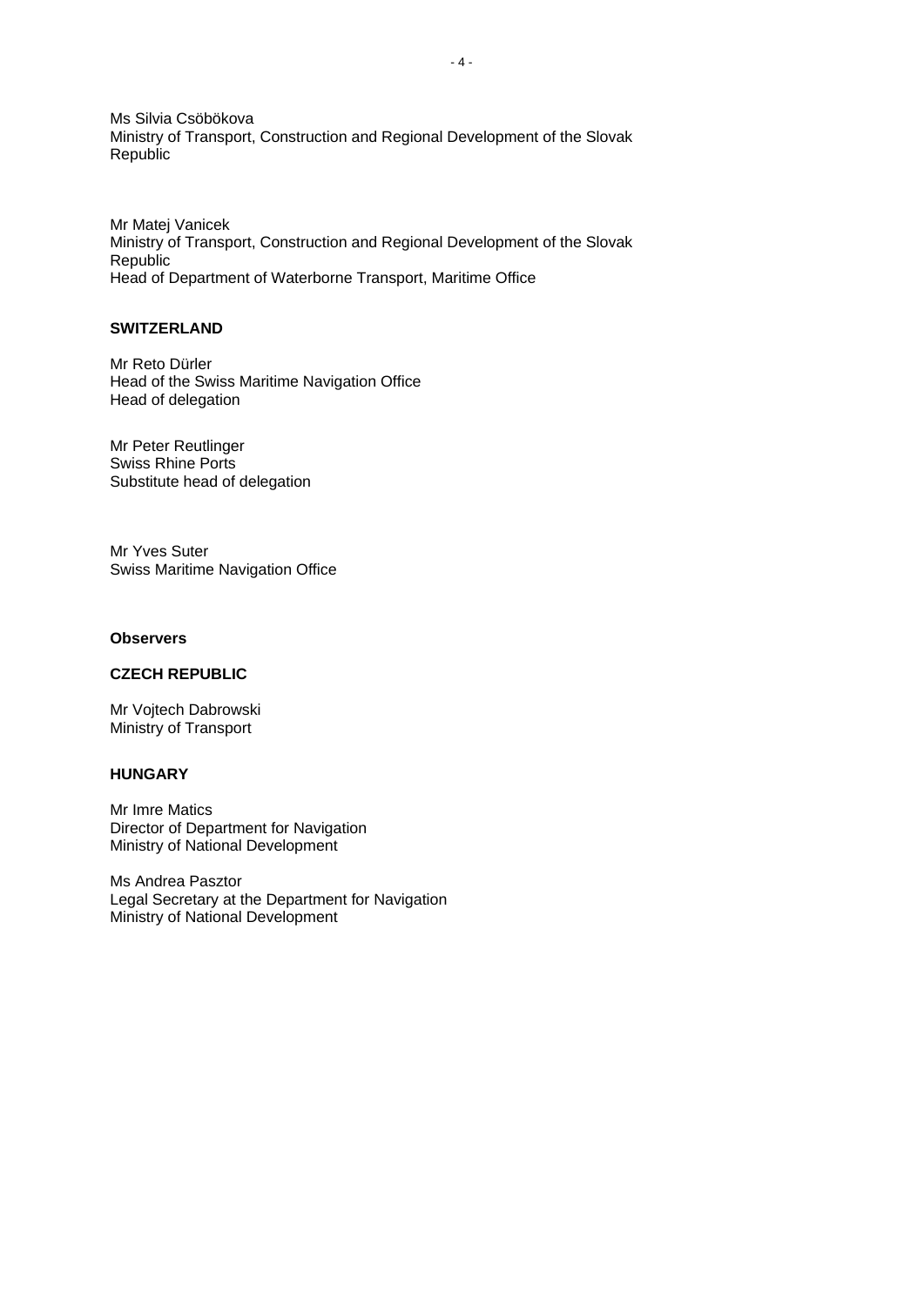Ms Silvia Csöbökova
Ministry of Transport, Construction and Regional Development of the Slovak Republic

Mr Matej Vanicek
Ministry of Transport, Construction and Regional Development of the Slovak Republic
Head of Department of Waterborne Transport, Maritime Office

**SWITZERLAND**

Mr Reto Dürler
Head of the Swiss Maritime Navigation Office
Head of delegation

Mr Peter Reutlinger
Swiss Rhine Ports
Substitute head of delegation

Mr Yves Suter
Swiss Maritime Navigation Office

**Observers**

**CZECH REPUBLIC**

Mr Vojtech Dabrowski
Ministry of Transport

**HUNGARY**

Mr Imre Matics
Director of Department for Navigation
Ministry of National Development

Ms Andrea Pasztor
Legal Secretary at the Department for Navigation
Ministry of National Development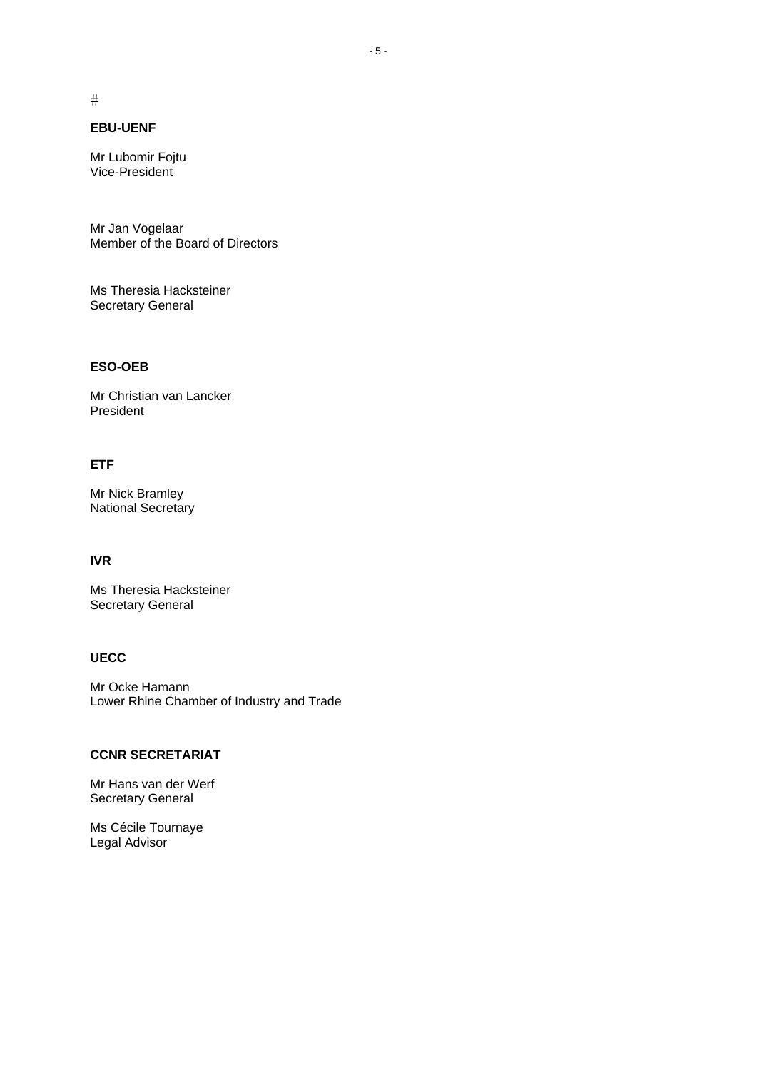#

**EBU-UENF**

Mr Lubomir Fojtu
Vice-President

Mr Jan Vogelaar
Member of the Board of Directors

Ms Theresia Hacksteiner
Secretary General

**ESO-OEB**

Mr Christian van Lancker
President

**ETF**

Mr Nick Bramley
National Secretary

**IVR**

Ms Theresia Hacksteiner
Secretary General

**UECC**

Mr Ocke Hamann
Lower Rhine Chamber of Industry and Trade

**CCNR SECRETARIAT**

Mr Hans van der Werf
Secretary General

Ms Cécile Tournaye
Legal Advisor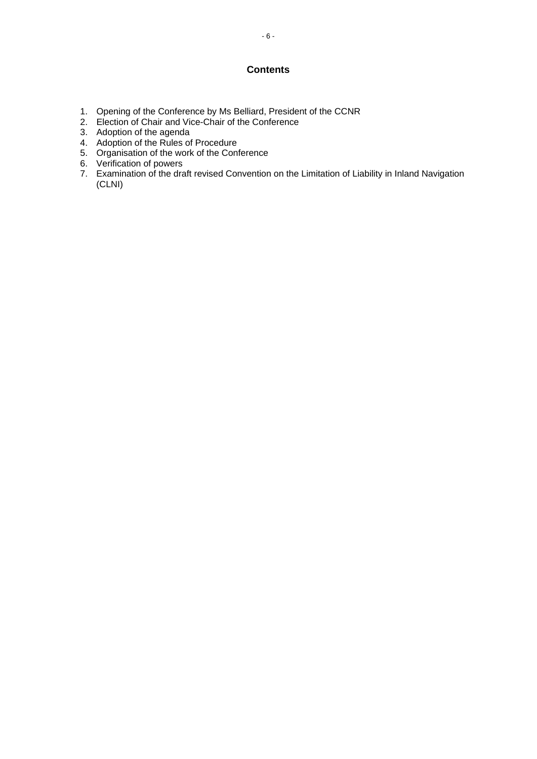## Contents

1. Opening of the Conference by Ms Belliard, President of the CCNR
2. Election of Chair and Vice-Chair of the Conference
3. Adoption of the agenda
4. Adoption of the Rules of Procedure
5. Organisation of the work of the Conference
6. Verification of powers
7. Examination of the draft revised Convention on the Limitation of Liability in Inland Navigation (CLNI)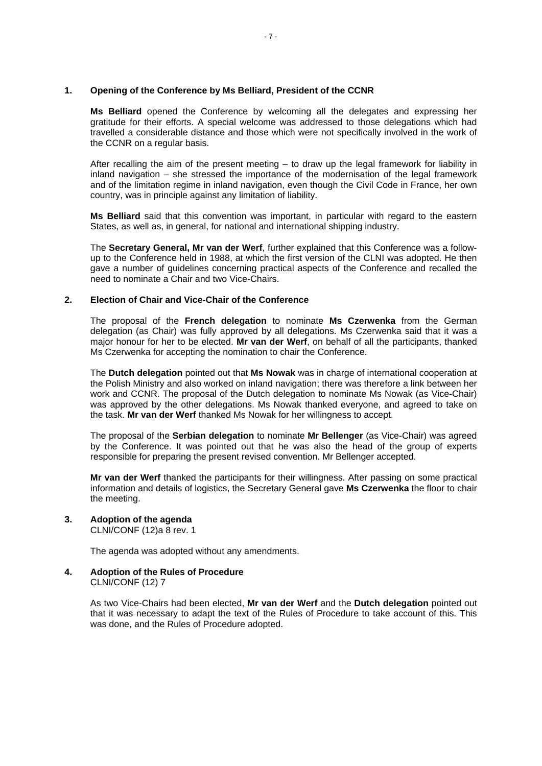## 1. Opening of the Conference by Ms Belliard, President of the CCNR

**Ms Belliard** opened the Conference by welcoming all the delegates and expressing her gratitude for their efforts. A special welcome was addressed to those delegations which had travelled a considerable distance and those which were not specifically involved in the work of the CCNR on a regular basis.

After recalling the aim of the present meeting – to draw up the legal framework for liability in inland navigation – she stressed the importance of the modernisation of the legal framework and of the limitation regime in inland navigation, even though the Civil Code in France, her own country, was in principle against any limitation of liability.

**Ms Belliard** said that this convention was important, in particular with regard to the eastern States, as well as, in general, for national and international shipping industry.

The **Secretary General, Mr van der Werf**, further explained that this Conference was a follow-up to the Conference held in 1988, at which the first version of the CLNI was adopted. He then gave a number of guidelines concerning practical aspects of the Conference and recalled the need to nominate a Chair and two Vice-Chairs.

## 2. Election of Chair and Vice-Chair of the Conference

The proposal of the **French delegation** to nominate **Ms Czerwenka** from the German delegation (as Chair) was fully approved by all delegations. Ms Czerwenka said that it was a major honour for her to be elected. **Mr van der Werf**, on behalf of all the participants, thanked Ms Czerwenka for accepting the nomination to chair the Conference.

The **Dutch delegation** pointed out that **Ms Nowak** was in charge of international cooperation at the Polish Ministry and also worked on inland navigation; there was therefore a link between her work and CCNR. The proposal of the Dutch delegation to nominate Ms Nowak (as Vice-Chair) was approved by the other delegations. Ms Nowak thanked everyone, and agreed to take on the task. **Mr van der Werf** thanked Ms Nowak for her willingness to accept.

The proposal of the **Serbian delegation** to nominate **Mr Bellenger** (as Vice-Chair) was agreed by the Conference. It was pointed out that he was also the head of the group of experts responsible for preparing the present revised convention. Mr Bellenger accepted.

**Mr van der Werf** thanked the participants for their willingness. After passing on some practical information and details of logistics, the Secretary General gave **Ms Czerwenka** the floor to chair the meeting.

## 3. Adoption of the agenda

CLNI/CONF (12)a 8 rev. 1

The agenda was adopted without any amendments.

## 4. Adoption of the Rules of Procedure

CLNI/CONF (12) 7

As two Vice-Chairs had been elected, **Mr van der Werf** and the **Dutch delegation** pointed out that it was necessary to adapt the text of the Rules of Procedure to take account of this. This was done, and the Rules of Procedure adopted.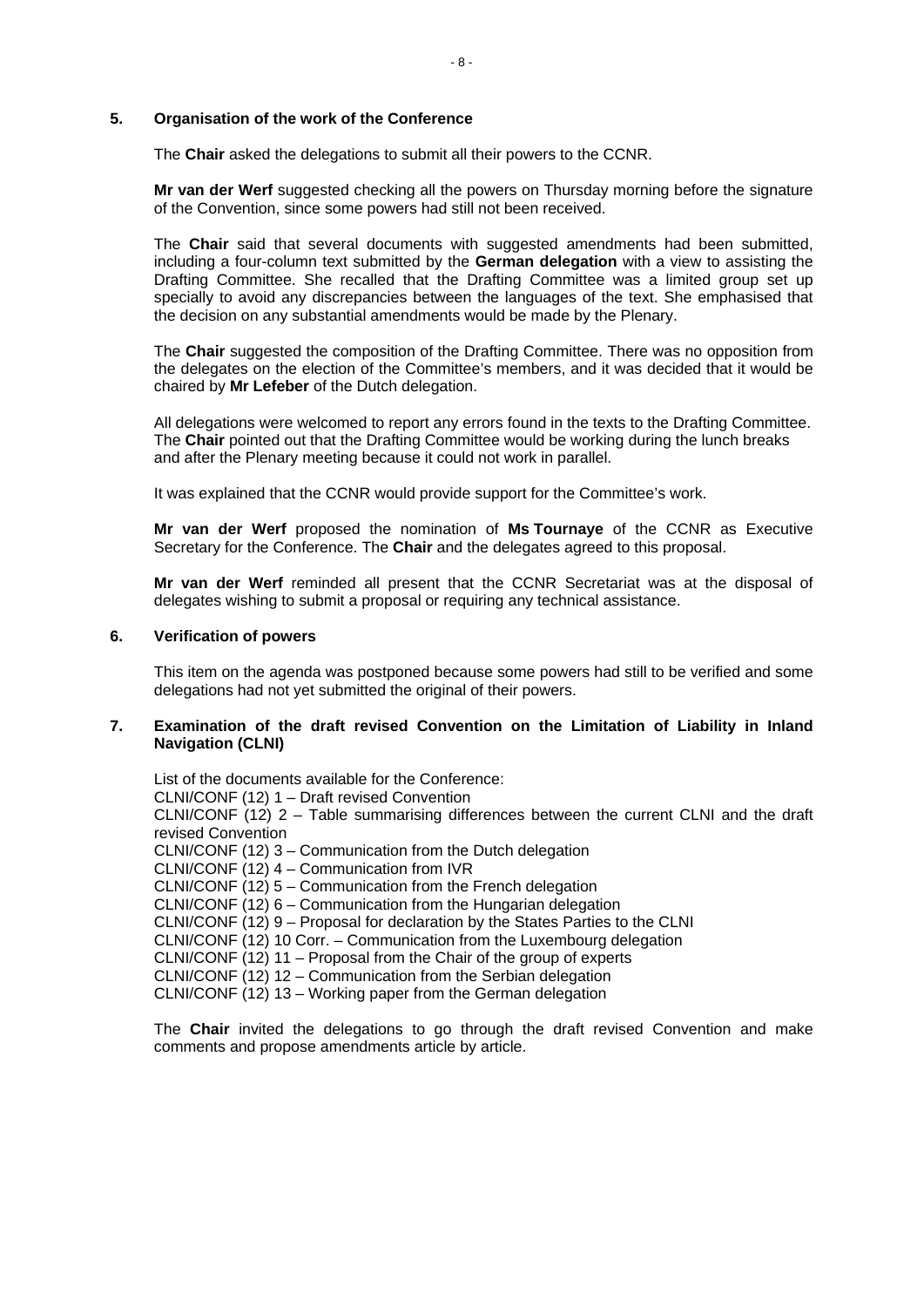### 5. Organisation of the work of the Conference

The **Chair** asked the delegations to submit all their powers to the CCNR.

**Mr van der Werf** suggested checking all the powers on Thursday morning before the signature of the Convention, since some powers had still not been received.

The **Chair** said that several documents with suggested amendments had been submitted, including a four-column text submitted by the **German delegation** with a view to assisting the Drafting Committee. She recalled that the Drafting Committee was a limited group set up specially to avoid any discrepancies between the languages of the text. She emphasised that the decision on any substantial amendments would be made by the Plenary.

The **Chair** suggested the composition of the Drafting Committee. There was no opposition from the delegates on the election of the Committee's members, and it was decided that it would be chaired by **Mr Lefeber** of the Dutch delegation.

All delegations were welcomed to report any errors found in the texts to the Drafting Committee. The **Chair** pointed out that the Drafting Committee would be working during the lunch breaks and after the Plenary meeting because it could not work in parallel.

It was explained that the CCNR would provide support for the Committee's work.

**Mr van der Werf** proposed the nomination of **Ms Tournaye** of the CCNR as Executive Secretary for the Conference. The **Chair** and the delegates agreed to this proposal.

**Mr van der Werf** reminded all present that the CCNR Secretariat was at the disposal of delegates wishing to submit a proposal or requiring any technical assistance.

### 6. Verification of powers

This item on the agenda was postponed because some powers had still to be verified and some delegations had not yet submitted the original of their powers.

### 7. Examination of the draft revised Convention on the Limitation of Liability in Inland Navigation (CLNI)

List of the documents available for the Conference:
CLNI/CONF (12) 1 – Draft revised Convention
CLNI/CONF (12) 2 – Table summarising differences between the current CLNI and the draft revised Convention
CLNI/CONF (12) 3 – Communication from the Dutch delegation
CLNI/CONF (12) 4 – Communication from IVR
CLNI/CONF (12) 5 – Communication from the French delegation
CLNI/CONF (12) 6 – Communication from the Hungarian delegation
CLNI/CONF (12) 9 – Proposal for declaration by the States Parties to the CLNI
CLNI/CONF (12) 10 Corr. – Communication from the Luxembourg delegation
CLNI/CONF (12) 11 – Proposal from the Chair of the group of experts
CLNI/CONF (12) 12 – Communication from the Serbian delegation
CLNI/CONF (12) 13 – Working paper from the German delegation

The **Chair** invited the delegations to go through the draft revised Convention and make comments and propose amendments article by article.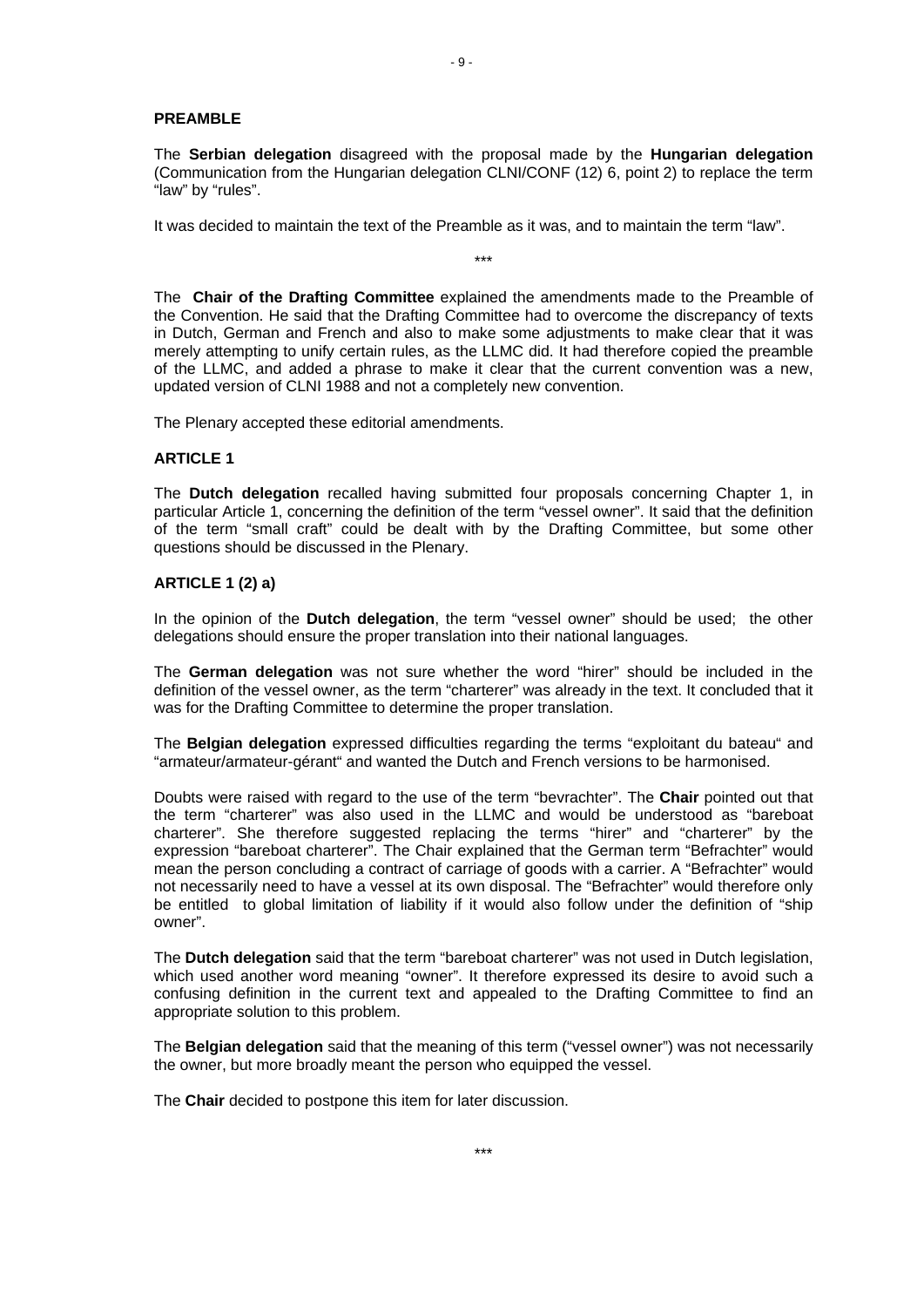**PREAMBLE**

The **Serbian delegation** disagreed with the proposal made by the **Hungarian delegation** (Communication from the Hungarian delegation CLNI/CONF (12) 6, point 2) to replace the term "law" by "rules".

It was decided to maintain the text of the Preamble as it was, and to maintain the term "law".

\*\*\*

The **Chair of the Drafting Committee** explained the amendments made to the Preamble of the Convention. He said that the Drafting Committee had to overcome the discrepancy of texts in Dutch, German and French and also to make some adjustments to make clear that it was merely attempting to unify certain rules, as the LLMC did. It had therefore copied the preamble of the LLMC, and added a phrase to make it clear that the current convention was a new, updated version of CLNI 1988 and not a completely new convention.

The Plenary accepted these editorial amendments.

**ARTICLE 1**

The **Dutch delegation** recalled having submitted four proposals concerning Chapter 1, in particular Article 1, concerning the definition of the term "vessel owner". It said that the definition of the term "small craft" could be dealt with by the Drafting Committee, but some other questions should be discussed in the Plenary.

**ARTICLE 1 (2) a)**

In the opinion of the **Dutch delegation**, the term "vessel owner" should be used; the other delegations should ensure the proper translation into their national languages.

The **German delegation** was not sure whether the word "hirer" should be included in the definition of the vessel owner, as the term "charterer" was already in the text. It concluded that it was for the Drafting Committee to determine the proper translation.

The **Belgian delegation** expressed difficulties regarding the terms "exploitant du bateau" and "armateur/armateur-gérant" and wanted the Dutch and French versions to be harmonised.

Doubts were raised with regard to the use of the term "bevrachter". The **Chair** pointed out that the term "charterer" was also used in the LLMC and would be understood as "bareboat charterer". She therefore suggested replacing the terms "hirer" and "charterer" by the expression "bareboat charterer". The Chair explained that the German term "Befrachter" would mean the person concluding a contract of carriage of goods with a carrier. A "Befrachter" would not necessarily need to have a vessel at its own disposal. The "Befrachter" would therefore only be entitled to global limitation of liability if it would also follow under the definition of "ship owner".

The **Dutch delegation** said that the term "bareboat charterer" was not used in Dutch legislation, which used another word meaning "owner". It therefore expressed its desire to avoid such a confusing definition in the current text and appealed to the Drafting Committee to find an appropriate solution to this problem.

The **Belgian delegation** said that the meaning of this term ("vessel owner") was not necessarily the owner, but more broadly meant the person who equipped the vessel.

The **Chair** decided to postpone this item for later discussion.

\*\*\*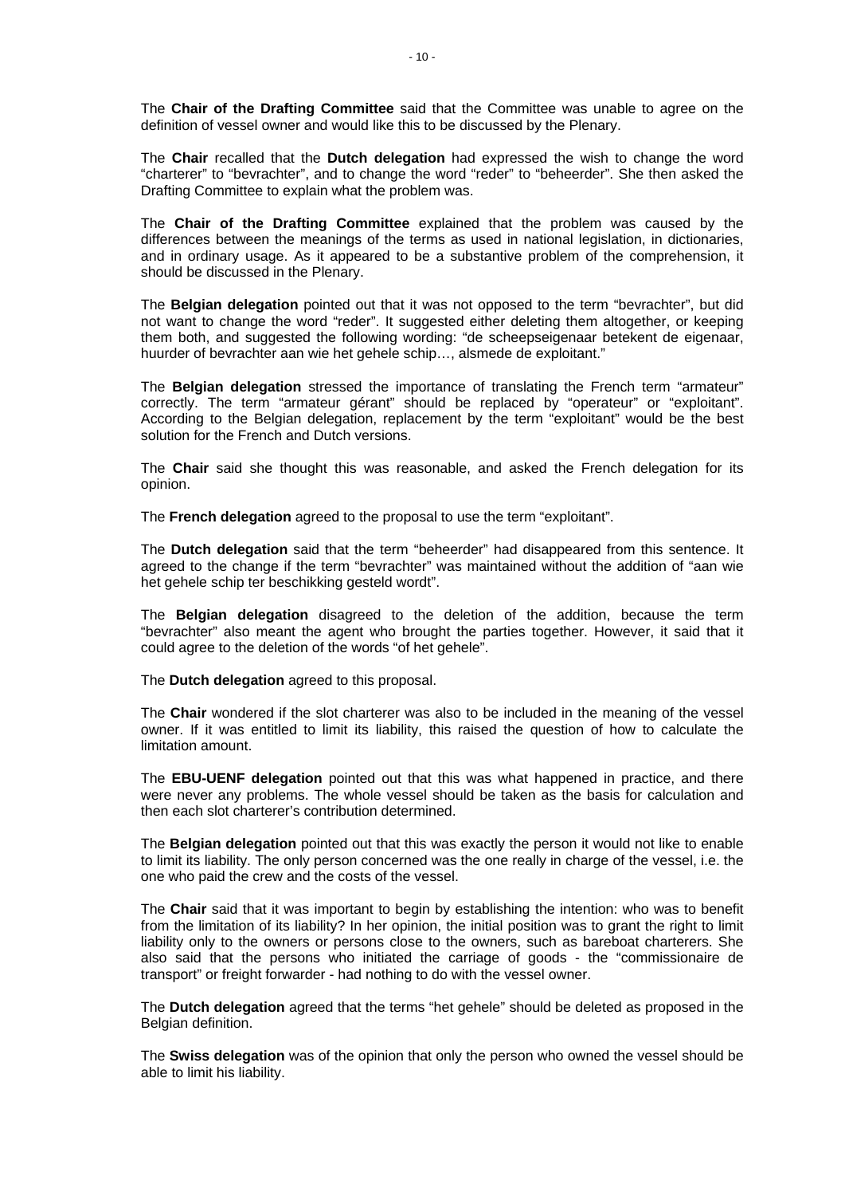The **Chair of the Drafting Committee** said that the Committee was unable to agree on the definition of vessel owner and would like this to be discussed by the Plenary.

The **Chair** recalled that the **Dutch delegation** had expressed the wish to change the word "charterer" to "bevrachter", and to change the word "reder" to "beheerder". She then asked the Drafting Committee to explain what the problem was.

The **Chair of the Drafting Committee** explained that the problem was caused by the differences between the meanings of the terms as used in national legislation, in dictionaries, and in ordinary usage. As it appeared to be a substantive problem of the comprehension, it should be discussed in the Plenary.

The **Belgian delegation** pointed out that it was not opposed to the term "bevrachter", but did not want to change the word "reder". It suggested either deleting them altogether, or keeping them both, and suggested the following wording: "de scheepseigenaar betekent de eigenaar, huurder of bevrachter aan wie het gehele schip…, alsmede de exploitant."

The **Belgian delegation** stressed the importance of translating the French term "armateur" correctly. The term "armateur gérant" should be replaced by "operateur" or "exploitant". According to the Belgian delegation, replacement by the term "exploitant" would be the best solution for the French and Dutch versions.

The **Chair** said she thought this was reasonable, and asked the French delegation for its opinion.

The **French delegation** agreed to the proposal to use the term "exploitant".

The **Dutch delegation** said that the term "beheerder" had disappeared from this sentence. It agreed to the change if the term "bevrachter" was maintained without the addition of "aan wie het gehele schip ter beschikking gesteld wordt".

The **Belgian delegation** disagreed to the deletion of the addition, because the term "bevrachter" also meant the agent who brought the parties together. However, it said that it could agree to the deletion of the words "of het gehele".

The **Dutch delegation** agreed to this proposal.

The **Chair** wondered if the slot charterer was also to be included in the meaning of the vessel owner. If it was entitled to limit its liability, this raised the question of how to calculate the limitation amount.

The **EBU-UENF delegation** pointed out that this was what happened in practice, and there were never any problems. The whole vessel should be taken as the basis for calculation and then each slot charterer's contribution determined.

The **Belgian delegation** pointed out that this was exactly the person it would not like to enable to limit its liability. The only person concerned was the one really in charge of the vessel, i.e. the one who paid the crew and the costs of the vessel.

The **Chair** said that it was important to begin by establishing the intention: who was to benefit from the limitation of its liability? In her opinion, the initial position was to grant the right to limit liability only to the owners or persons close to the owners, such as bareboat charterers. She also said that the persons who initiated the carriage of goods - the "commissionaire de transport" or freight forwarder - had nothing to do with the vessel owner.

The **Dutch delegation** agreed that the terms "het gehele" should be deleted as proposed in the Belgian definition.

The **Swiss delegation** was of the opinion that only the person who owned the vessel should be able to limit his liability.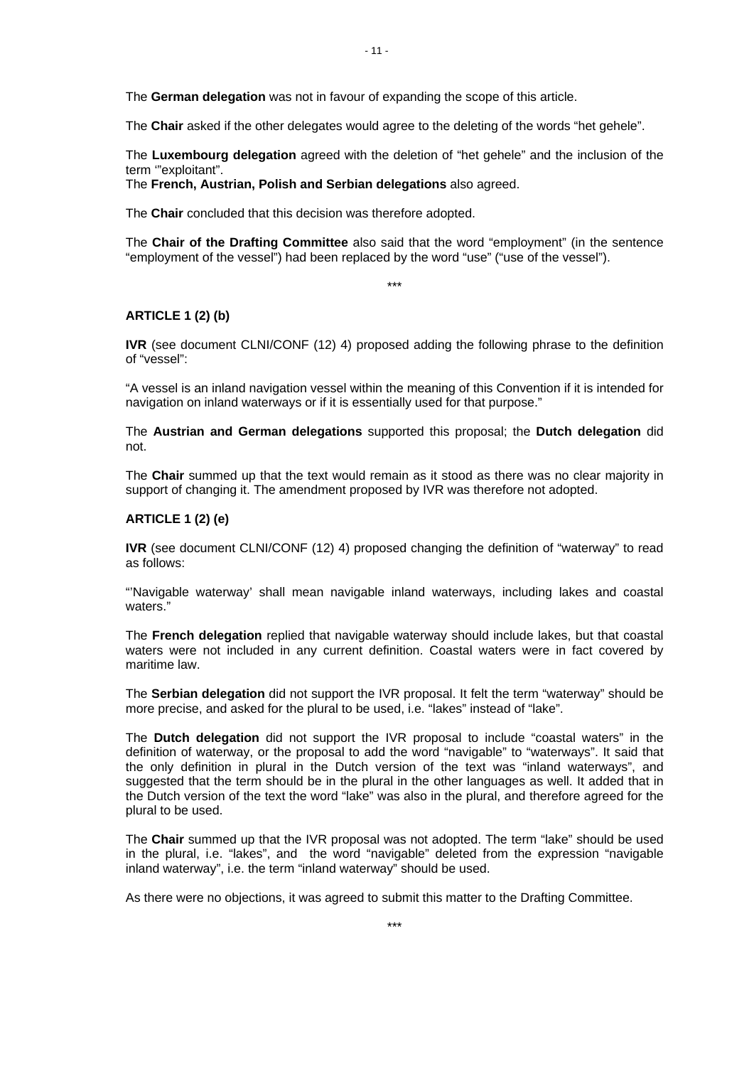The **German delegation** was not in favour of expanding the scope of this article.

The **Chair** asked if the other delegates would agree to the deleting of the words "het gehele".

The **Luxembourg delegation** agreed with the deletion of "het gehele" and the inclusion of the term '"exploitant".
The **French, Austrian, Polish and Serbian delegations** also agreed.

The **Chair** concluded that this decision was therefore adopted.

The **Chair of the Drafting Committee** also said that the word "employment" (in the sentence "employment of the vessel") had been replaced by the word "use" ("use of the vessel").

\*\*\*

**ARTICLE 1 (2) (b)**

**IVR** (see document CLNI/CONF (12) 4) proposed adding the following phrase to the definition of "vessel":

"A vessel is an inland navigation vessel within the meaning of this Convention if it is intended for navigation on inland waterways or if it is essentially used for that purpose."

The **Austrian and German delegations** supported this proposal; the **Dutch delegation** did not.

The **Chair** summed up that the text would remain as it stood as there was no clear majority in support of changing it. The amendment proposed by IVR was therefore not adopted.

**ARTICLE 1 (2) (e)**

**IVR** (see document CLNI/CONF (12) 4) proposed changing the definition of "waterway" to read as follows:

"'Navigable waterway' shall mean navigable inland waterways, including lakes and coastal waters."

The **French delegation** replied that navigable waterway should include lakes, but that coastal waters were not included in any current definition. Coastal waters were in fact covered by maritime law.

The **Serbian delegation** did not support the IVR proposal. It felt the term "waterway" should be more precise, and asked for the plural to be used, i.e. "lakes" instead of "lake".

The **Dutch delegation** did not support the IVR proposal to include "coastal waters" in the definition of waterway, or the proposal to add the word "navigable" to "waterways". It said that the only definition in plural in the Dutch version of the text was "inland waterways", and suggested that the term should be in the plural in the other languages as well. It added that in the Dutch version of the text the word "lake" was also in the plural, and therefore agreed for the plural to be used.

The **Chair** summed up that the IVR proposal was not adopted. The term "lake" should be used in the plural, i.e. "lakes", and the word "navigable" deleted from the expression "navigable inland waterway", i.e. the term "inland waterway" should be used.

As there were no objections, it was agreed to submit this matter to the Drafting Committee.

\*\*\*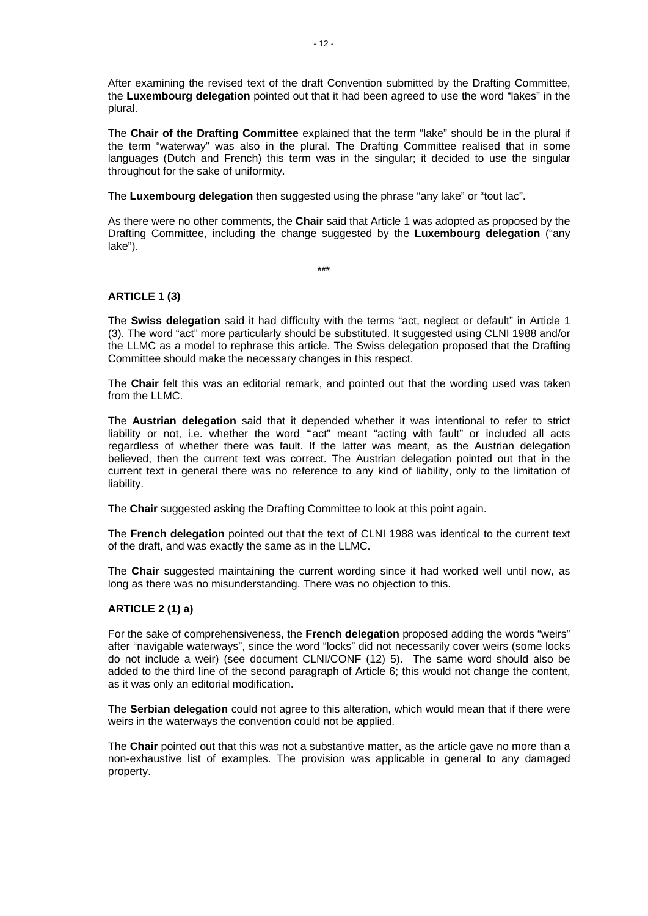After examining the revised text of the draft Convention submitted by the Drafting Committee, the **Luxembourg delegation** pointed out that it had been agreed to use the word "lakes" in the plural.

The **Chair of the Drafting Committee** explained that the term "lake" should be in the plural if the term "waterway" was also in the plural. The Drafting Committee realised that in some languages (Dutch and French) this term was in the singular; it decided to use the singular throughout for the sake of uniformity.

The **Luxembourg delegation** then suggested using the phrase "any lake" or "tout lac".

As there were no other comments, the **Chair** said that Article 1 was adopted as proposed by the Drafting Committee, including the change suggested by the **Luxembourg delegation** ("any lake").

\*\*\*

**ARTICLE 1 (3)**

The **Swiss delegation** said it had difficulty with the terms "act, neglect or default" in Article 1 (3). The word "act" more particularly should be substituted. It suggested using CLNI 1988 and/or the LLMC as a model to rephrase this article. The Swiss delegation proposed that the Drafting Committee should make the necessary changes in this respect.

The **Chair** felt this was an editorial remark, and pointed out that the wording used was taken from the LLMC.

The **Austrian delegation** said that it depended whether it was intentional to refer to strict liability or not, i.e. whether the word "'act" meant "acting with fault" or included all acts regardless of whether there was fault. If the latter was meant, as the Austrian delegation believed, then the current text was correct. The Austrian delegation pointed out that in the current text in general there was no reference to any kind of liability, only to the limitation of liability.

The **Chair** suggested asking the Drafting Committee to look at this point again.

The **French delegation** pointed out that the text of CLNI 1988 was identical to the current text of the draft, and was exactly the same as in the LLMC.

The **Chair** suggested maintaining the current wording since it had worked well until now, as long as there was no misunderstanding. There was no objection to this.

**ARTICLE 2 (1) a)**

For the sake of comprehensiveness, the **French delegation** proposed adding the words "weirs" after "navigable waterways", since the word "locks" did not necessarily cover weirs (some locks do not include a weir) (see document CLNI/CONF (12) 5). The same word should also be added to the third line of the second paragraph of Article 6; this would not change the content, as it was only an editorial modification.

The **Serbian delegation** could not agree to this alteration, which would mean that if there were weirs in the waterways the convention could not be applied.

The **Chair** pointed out that this was not a substantive matter, as the article gave no more than a non-exhaustive list of examples. The provision was applicable in general to any damaged property.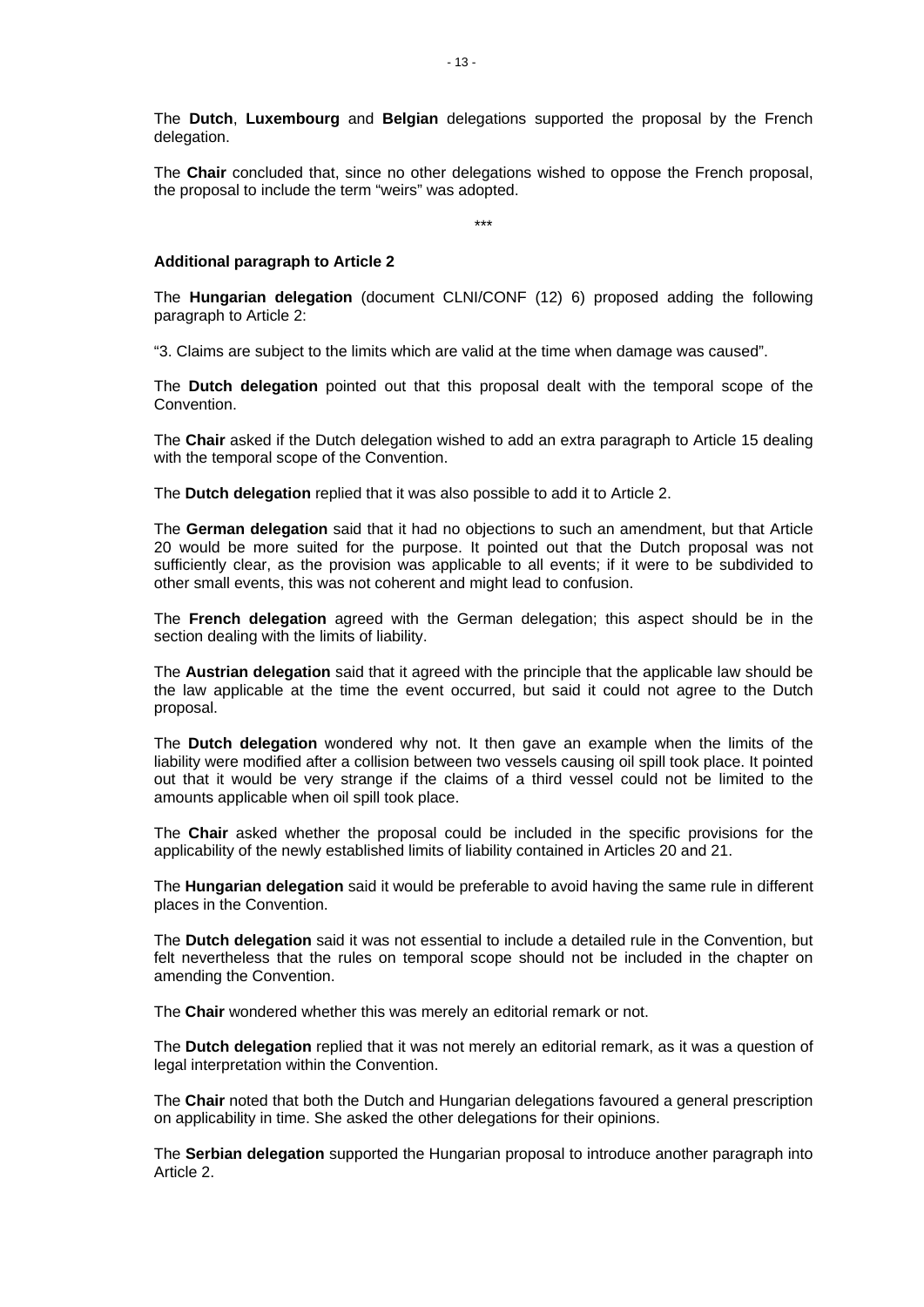The **Dutch**, **Luxembourg** and **Belgian** delegations supported the proposal by the French delegation.

The **Chair** concluded that, since no other delegations wished to oppose the French proposal, the proposal to include the term "weirs" was adopted.

\*\*\*

**Additional paragraph to Article 2**

The **Hungarian delegation** (document CLNI/CONF (12) 6) proposed adding the following paragraph to Article 2:

"3. Claims are subject to the limits which are valid at the time when damage was caused".

The **Dutch delegation** pointed out that this proposal dealt with the temporal scope of the Convention.

The **Chair** asked if the Dutch delegation wished to add an extra paragraph to Article 15 dealing with the temporal scope of the Convention.

The **Dutch delegation** replied that it was also possible to add it to Article 2.

The **German delegation** said that it had no objections to such an amendment, but that Article 20 would be more suited for the purpose. It pointed out that the Dutch proposal was not sufficiently clear, as the provision was applicable to all events; if it were to be subdivided to other small events, this was not coherent and might lead to confusion.

The **French delegation** agreed with the German delegation; this aspect should be in the section dealing with the limits of liability.

The **Austrian delegation** said that it agreed with the principle that the applicable law should be the law applicable at the time the event occurred, but said it could not agree to the Dutch proposal.

The **Dutch delegation** wondered why not. It then gave an example when the limits of the liability were modified after a collision between two vessels causing oil spill took place. It pointed out that it would be very strange if the claims of a third vessel could not be limited to the amounts applicable when oil spill took place.

The **Chair** asked whether the proposal could be included in the specific provisions for the applicability of the newly established limits of liability contained in Articles 20 and 21.

The **Hungarian delegation** said it would be preferable to avoid having the same rule in different places in the Convention.

The **Dutch delegation** said it was not essential to include a detailed rule in the Convention, but felt nevertheless that the rules on temporal scope should not be included in the chapter on amending the Convention.

The **Chair** wondered whether this was merely an editorial remark or not.

The **Dutch delegation** replied that it was not merely an editorial remark, as it was a question of legal interpretation within the Convention.

The **Chair** noted that both the Dutch and Hungarian delegations favoured a general prescription on applicability in time. She asked the other delegations for their opinions.

The **Serbian delegation** supported the Hungarian proposal to introduce another paragraph into Article 2.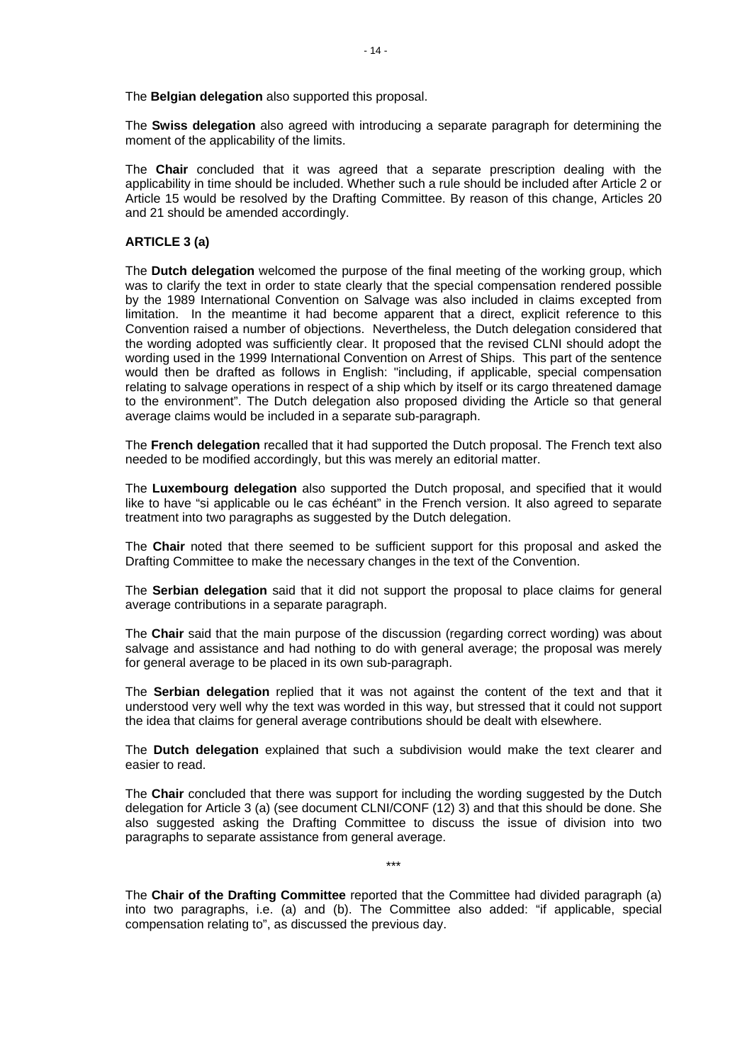The **Belgian delegation** also supported this proposal.

The **Swiss delegation** also agreed with introducing a separate paragraph for determining the moment of the applicability of the limits.

The **Chair** concluded that it was agreed that a separate prescription dealing with the applicability in time should be included. Whether such a rule should be included after Article 2 or Article 15 would be resolved by the Drafting Committee. By reason of this change, Articles 20 and 21 should be amended accordingly.

**ARTICLE 3 (a)**

The **Dutch delegation** welcomed the purpose of the final meeting of the working group, which was to clarify the text in order to state clearly that the special compensation rendered possible by the 1989 International Convention on Salvage was also included in claims excepted from limitation. In the meantime it had become apparent that a direct, explicit reference to this Convention raised a number of objections. Nevertheless, the Dutch delegation considered that the wording adopted was sufficiently clear. It proposed that the revised CLNI should adopt the wording used in the 1999 International Convention on Arrest of Ships. This part of the sentence would then be drafted as follows in English: "including, if applicable, special compensation relating to salvage operations in respect of a ship which by itself or its cargo threatened damage to the environment". The Dutch delegation also proposed dividing the Article so that general average claims would be included in a separate sub-paragraph.

The **French delegation** recalled that it had supported the Dutch proposal. The French text also needed to be modified accordingly, but this was merely an editorial matter.

The **Luxembourg delegation** also supported the Dutch proposal, and specified that it would like to have "si applicable ou le cas échéant" in the French version. It also agreed to separate treatment into two paragraphs as suggested by the Dutch delegation.

The **Chair** noted that there seemed to be sufficient support for this proposal and asked the Drafting Committee to make the necessary changes in the text of the Convention.

The **Serbian delegation** said that it did not support the proposal to place claims for general average contributions in a separate paragraph.

The **Chair** said that the main purpose of the discussion (regarding correct wording) was about salvage and assistance and had nothing to do with general average; the proposal was merely for general average to be placed in its own sub-paragraph.

The **Serbian delegation** replied that it was not against the content of the text and that it understood very well why the text was worded in this way, but stressed that it could not support the idea that claims for general average contributions should be dealt with elsewhere.

The **Dutch delegation** explained that such a subdivision would make the text clearer and easier to read.

The **Chair** concluded that there was support for including the wording suggested by the Dutch delegation for Article 3 (a) (see document CLNI/CONF (12) 3) and that this should be done. She also suggested asking the Drafting Committee to discuss the issue of division into two paragraphs to separate assistance from general average.

***

The **Chair of the Drafting Committee** reported that the Committee had divided paragraph (a) into two paragraphs, i.e. (a) and (b). The Committee also added: "if applicable, special compensation relating to", as discussed the previous day.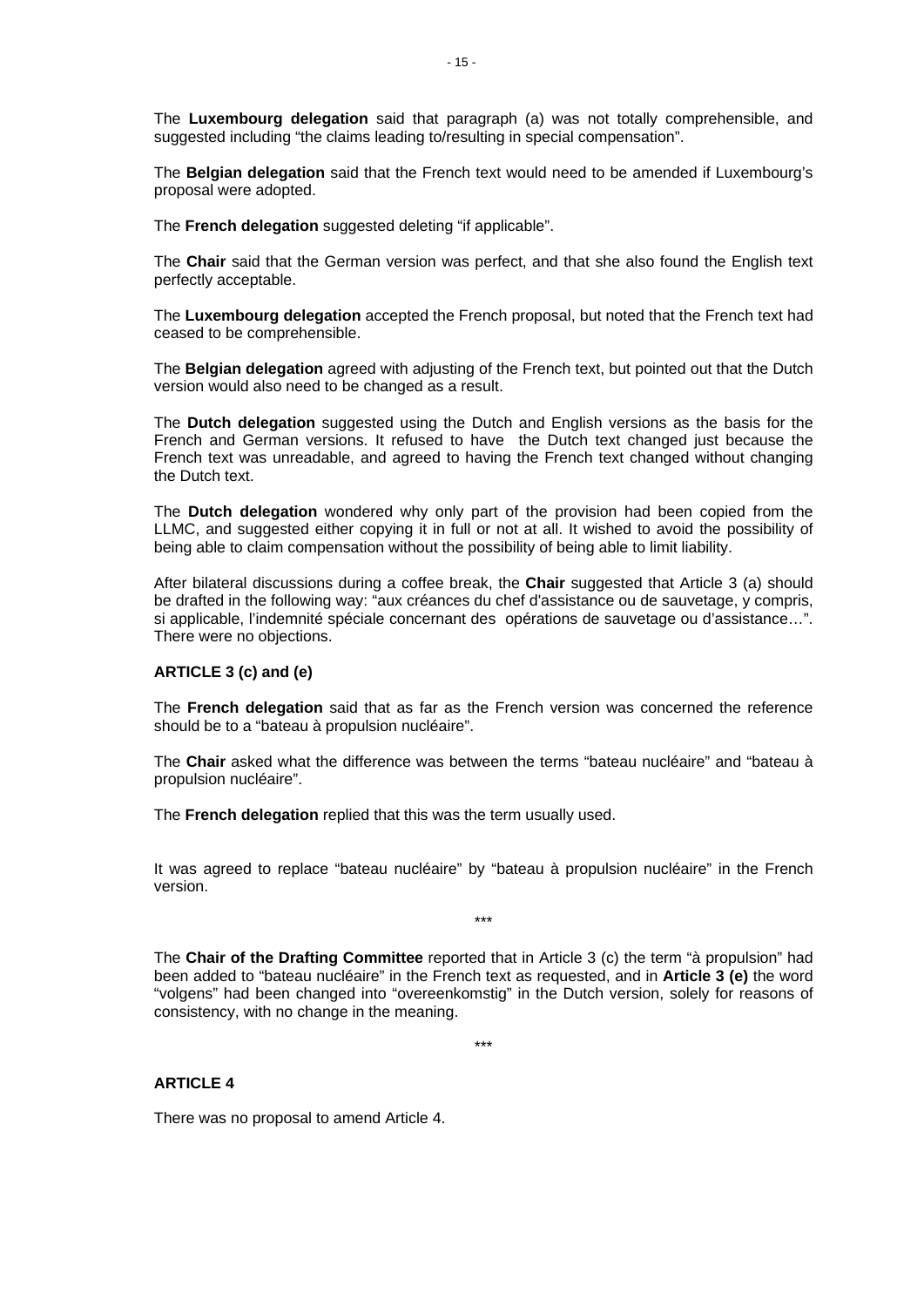The **Luxembourg delegation** said that paragraph (a) was not totally comprehensible, and suggested including "the claims leading to/resulting in special compensation".

The **Belgian delegation** said that the French text would need to be amended if Luxembourg's proposal were adopted.

The **French delegation** suggested deleting "if applicable".

The **Chair** said that the German version was perfect, and that she also found the English text perfectly acceptable.

The **Luxembourg delegation** accepted the French proposal, but noted that the French text had ceased to be comprehensible.

The **Belgian delegation** agreed with adjusting of the French text, but pointed out that the Dutch version would also need to be changed as a result.

The **Dutch delegation** suggested using the Dutch and English versions as the basis for the French and German versions. It refused to have the Dutch text changed just because the French text was unreadable, and agreed to having the French text changed without changing the Dutch text.

The **Dutch delegation** wondered why only part of the provision had been copied from the LLMC, and suggested either copying it in full or not at all. It wished to avoid the possibility of being able to claim compensation without the possibility of being able to limit liability.

After bilateral discussions during a coffee break, the **Chair** suggested that Article 3 (a) should be drafted in the following way: "aux créances du chef d'assistance ou de sauvetage, y compris, si applicable, l'indemnité spéciale concernant des opérations de sauvetage ou d'assistance…". There were no objections.

### ARTICLE 3 (c) and (e)

The **French delegation** said that as far as the French version was concerned the reference should be to a "bateau à propulsion nucléaire".

The **Chair** asked what the difference was between the terms "bateau nucléaire" and "bateau à propulsion nucléaire".

The **French delegation** replied that this was the term usually used.

It was agreed to replace "bateau nucléaire" by "bateau à propulsion nucléaire" in the French version.

\*\*\*

The **Chair of the Drafting Committee** reported that in Article 3 (c) the term "à propulsion" had been added to "bateau nucléaire" in the French text as requested, and in **Article 3 (e)** the word "volgens" had been changed into "overeenkomstig" in the Dutch version, solely for reasons of consistency, with no change in the meaning.

\*\*\*

### ARTICLE 4

There was no proposal to amend Article 4.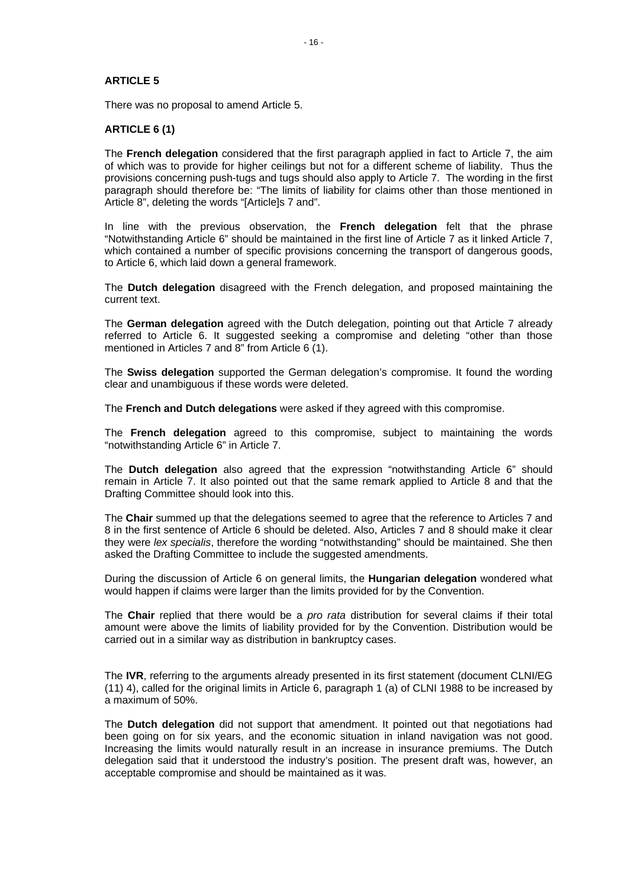**ARTICLE 5**

There was no proposal to amend Article 5.

**ARTICLE 6 (1)**

The **French delegation** considered that the first paragraph applied in fact to Article 7, the aim of which was to provide for higher ceilings but not for a different scheme of liability. Thus the provisions concerning push-tugs and tugs should also apply to Article 7. The wording in the first paragraph should therefore be: "The limits of liability for claims other than those mentioned in Article 8", deleting the words "[Article]s 7 and".

In line with the previous observation, the **French delegation** felt that the phrase "Notwithstanding Article 6" should be maintained in the first line of Article 7 as it linked Article 7, which contained a number of specific provisions concerning the transport of dangerous goods, to Article 6, which laid down a general framework.

The **Dutch delegation** disagreed with the French delegation, and proposed maintaining the current text.

The **German delegation** agreed with the Dutch delegation, pointing out that Article 7 already referred to Article 6. It suggested seeking a compromise and deleting "other than those mentioned in Articles 7 and 8" from Article 6 (1).

The **Swiss delegation** supported the German delegation's compromise. It found the wording clear and unambiguous if these words were deleted.

The **French and Dutch delegations** were asked if they agreed with this compromise.

The **French delegation** agreed to this compromise, subject to maintaining the words "notwithstanding Article 6" in Article 7.

The **Dutch delegation** also agreed that the expression "notwithstanding Article 6" should remain in Article 7. It also pointed out that the same remark applied to Article 8 and that the Drafting Committee should look into this.

The **Chair** summed up that the delegations seemed to agree that the reference to Articles 7 and 8 in the first sentence of Article 6 should be deleted. Also, Articles 7 and 8 should make it clear they were *lex specialis*, therefore the wording "notwithstanding" should be maintained. She then asked the Drafting Committee to include the suggested amendments.

During the discussion of Article 6 on general limits, the **Hungarian delegation** wondered what would happen if claims were larger than the limits provided for by the Convention.

The **Chair** replied that there would be a *pro rata* distribution for several claims if their total amount were above the limits of liability provided for by the Convention. Distribution would be carried out in a similar way as distribution in bankruptcy cases.

The **IVR**, referring to the arguments already presented in its first statement (document CLNI/EG (11) 4), called for the original limits in Article 6, paragraph 1 (a) of CLNI 1988 to be increased by a maximum of 50%.

The **Dutch delegation** did not support that amendment. It pointed out that negotiations had been going on for six years, and the economic situation in inland navigation was not good. Increasing the limits would naturally result in an increase in insurance premiums. The Dutch delegation said that it understood the industry's position. The present draft was, however, an acceptable compromise and should be maintained as it was.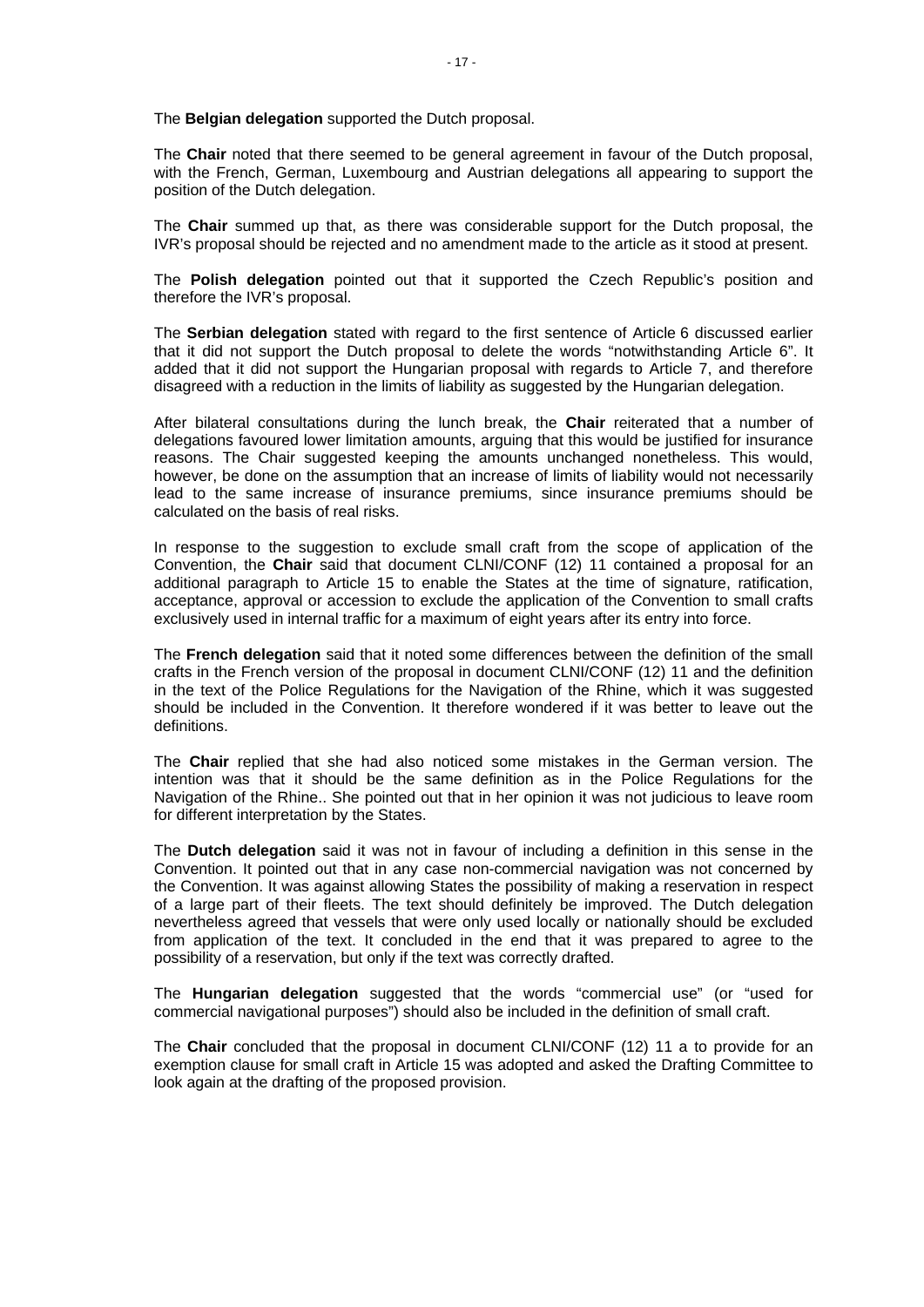The **Belgian delegation** supported the Dutch proposal.

The **Chair** noted that there seemed to be general agreement in favour of the Dutch proposal, with the French, German, Luxembourg and Austrian delegations all appearing to support the position of the Dutch delegation.

The **Chair** summed up that, as there was considerable support for the Dutch proposal, the IVR's proposal should be rejected and no amendment made to the article as it stood at present.

The **Polish delegation** pointed out that it supported the Czech Republic's position and therefore the IVR's proposal.

The **Serbian delegation** stated with regard to the first sentence of Article 6 discussed earlier that it did not support the Dutch proposal to delete the words "notwithstanding Article 6". It added that it did not support the Hungarian proposal with regards to Article 7, and therefore disagreed with a reduction in the limits of liability as suggested by the Hungarian delegation.

After bilateral consultations during the lunch break, the **Chair** reiterated that a number of delegations favoured lower limitation amounts, arguing that this would be justified for insurance reasons. The Chair suggested keeping the amounts unchanged nonetheless. This would, however, be done on the assumption that an increase of limits of liability would not necessarily lead to the same increase of insurance premiums, since insurance premiums should be calculated on the basis of real risks.

In response to the suggestion to exclude small craft from the scope of application of the Convention, the **Chair** said that document CLNI/CONF (12) 11 contained a proposal for an additional paragraph to Article 15 to enable the States at the time of signature, ratification, acceptance, approval or accession to exclude the application of the Convention to small crafts exclusively used in internal traffic for a maximum of eight years after its entry into force.

The **French delegation** said that it noted some differences between the definition of the small crafts in the French version of the proposal in document CLNI/CONF (12) 11 and the definition in the text of the Police Regulations for the Navigation of the Rhine, which it was suggested should be included in the Convention. It therefore wondered if it was better to leave out the definitions.

The **Chair** replied that she had also noticed some mistakes in the German version. The intention was that it should be the same definition as in the Police Regulations for the Navigation of the Rhine.. She pointed out that in her opinion it was not judicious to leave room for different interpretation by the States.

The **Dutch delegation** said it was not in favour of including a definition in this sense in the Convention. It pointed out that in any case non-commercial navigation was not concerned by the Convention. It was against allowing States the possibility of making a reservation in respect of a large part of their fleets. The text should definitely be improved. The Dutch delegation nevertheless agreed that vessels that were only used locally or nationally should be excluded from application of the text. It concluded in the end that it was prepared to agree to the possibility of a reservation, but only if the text was correctly drafted.

The **Hungarian delegation** suggested that the words "commercial use" (or "used for commercial navigational purposes") should also be included in the definition of small craft.

The **Chair** concluded that the proposal in document CLNI/CONF (12) 11 a to provide for an exemption clause for small craft in Article 15 was adopted and asked the Drafting Committee to look again at the drafting of the proposed provision.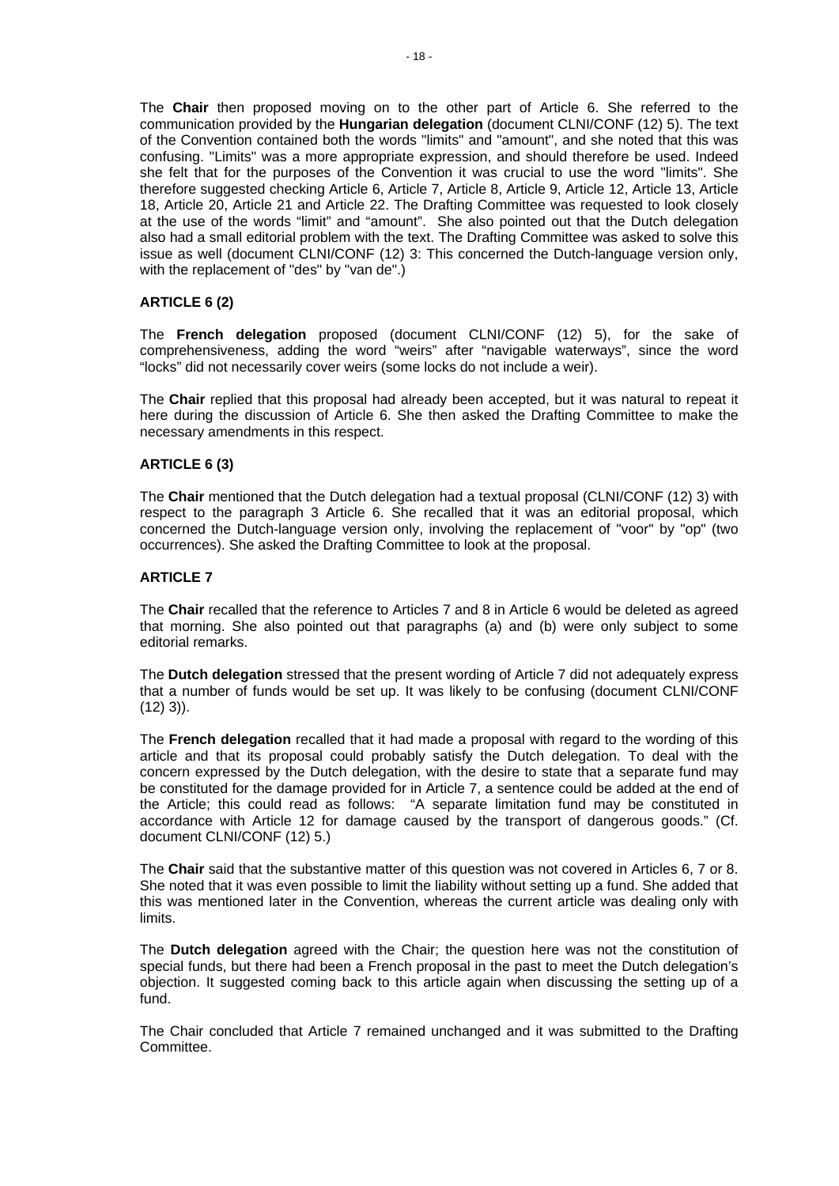The **Chair** then proposed moving on to the other part of Article 6. She referred to the communication provided by the **Hungarian delegation** (document CLNI/CONF (12) 5). The text of the Convention contained both the words "limits" and "amount", and she noted that this was confusing. "Limits" was a more appropriate expression, and should therefore be used. Indeed she felt that for the purposes of the Convention it was crucial to use the word "limits". She therefore suggested checking Article 6, Article 7, Article 8, Article 9, Article 12, Article 13, Article 18, Article 20, Article 21 and Article 22. The Drafting Committee was requested to look closely at the use of the words "limit" and "amount". She also pointed out that the Dutch delegation also had a small editorial problem with the text. The Drafting Committee was asked to solve this issue as well (document CLNI/CONF (12) 3: This concerned the Dutch-language version only, with the replacement of "des" by "van de".)

**ARTICLE 6 (2)**

The **French delegation** proposed (document CLNI/CONF (12) 5), for the sake of comprehensiveness, adding the word "weirs" after "navigable waterways", since the word "locks" did not necessarily cover weirs (some locks do not include a weir).

The **Chair** replied that this proposal had already been accepted, but it was natural to repeat it here during the discussion of Article 6. She then asked the Drafting Committee to make the necessary amendments in this respect.

**ARTICLE 6 (3)**

The **Chair** mentioned that the Dutch delegation had a textual proposal (CLNI/CONF (12) 3) with respect to the paragraph 3 Article 6. She recalled that it was an editorial proposal, which concerned the Dutch-language version only, involving the replacement of "voor" by "op" (two occurrences). She asked the Drafting Committee to look at the proposal.

**ARTICLE 7**

The **Chair** recalled that the reference to Articles 7 and 8 in Article 6 would be deleted as agreed that morning. She also pointed out that paragraphs (a) and (b) were only subject to some editorial remarks.

The **Dutch delegation** stressed that the present wording of Article 7 did not adequately express that a number of funds would be set up. It was likely to be confusing (document CLNI/CONF (12) 3)).

The **French delegation** recalled that it had made a proposal with regard to the wording of this article and that its proposal could probably satisfy the Dutch delegation. To deal with the concern expressed by the Dutch delegation, with the desire to state that a separate fund may be constituted for the damage provided for in Article 7, a sentence could be added at the end of the Article; this could read as follows: "A separate limitation fund may be constituted in accordance with Article 12 for damage caused by the transport of dangerous goods." (Cf. document CLNI/CONF (12) 5.)

The **Chair** said that the substantive matter of this question was not covered in Articles 6, 7 or 8. She noted that it was even possible to limit the liability without setting up a fund. She added that this was mentioned later in the Convention, whereas the current article was dealing only with limits.

The **Dutch delegation** agreed with the Chair; the question here was not the constitution of special funds, but there had been a French proposal in the past to meet the Dutch delegation's objection. It suggested coming back to this article again when discussing the setting up of a fund.

The Chair concluded that Article 7 remained unchanged and it was submitted to the Drafting Committee.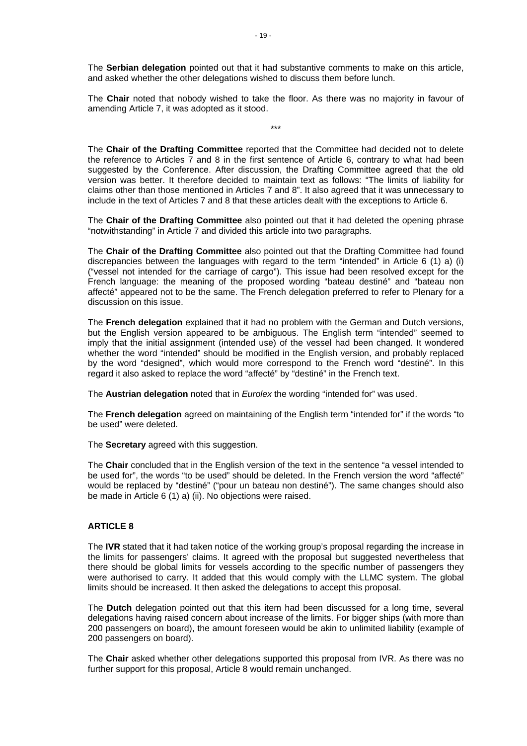The **Serbian delegation** pointed out that it had substantive comments to make on this article, and asked whether the other delegations wished to discuss them before lunch.

The **Chair** noted that nobody wished to take the floor. As there was no majority in favour of amending Article 7, it was adopted as it stood.

\*\*\*

The **Chair of the Drafting Committee** reported that the Committee had decided not to delete the reference to Articles 7 and 8 in the first sentence of Article 6, contrary to what had been suggested by the Conference. After discussion, the Drafting Committee agreed that the old version was better. It therefore decided to maintain text as follows: "The limits of liability for claims other than those mentioned in Articles 7 and 8". It also agreed that it was unnecessary to include in the text of Articles 7 and 8 that these articles dealt with the exceptions to Article 6.

The **Chair of the Drafting Committee** also pointed out that it had deleted the opening phrase "notwithstanding" in Article 7 and divided this article into two paragraphs.

The **Chair of the Drafting Committee** also pointed out that the Drafting Committee had found discrepancies between the languages with regard to the term "intended" in Article 6 (1) a) (i) ("vessel not intended for the carriage of cargo"). This issue had been resolved except for the French language: the meaning of the proposed wording "bateau destiné" and "bateau non affecté" appeared not to be the same. The French delegation preferred to refer to Plenary for a discussion on this issue.

The **French delegation** explained that it had no problem with the German and Dutch versions, but the English version appeared to be ambiguous. The English term "intended" seemed to imply that the initial assignment (intended use) of the vessel had been changed. It wondered whether the word "intended" should be modified in the English version, and probably replaced by the word "designed", which would more correspond to the French word "destiné". In this regard it also asked to replace the word "affecté" by "destiné" in the French text.

The **Austrian delegation** noted that in *Eurolex* the wording "intended for" was used.

The **French delegation** agreed on maintaining of the English term "intended for" if the words "to be used" were deleted.

The **Secretary** agreed with this suggestion.

The **Chair** concluded that in the English version of the text in the sentence "a vessel intended to be used for", the words "to be used" should be deleted. In the French version the word "affecté" would be replaced by "destiné" ("pour un bateau non destiné"). The same changes should also be made in Article 6 (1) a) (ii). No objections were raised.

### ARTICLE 8

The **IVR** stated that it had taken notice of the working group's proposal regarding the increase in the limits for passengers' claims. It agreed with the proposal but suggested nevertheless that there should be global limits for vessels according to the specific number of passengers they were authorised to carry. It added that this would comply with the LLMC system. The global limits should be increased. It then asked the delegations to accept this proposal.

The **Dutch** delegation pointed out that this item had been discussed for a long time, several delegations having raised concern about increase of the limits. For bigger ships (with more than 200 passengers on board), the amount foreseen would be akin to unlimited liability (example of 200 passengers on board).

The **Chair** asked whether other delegations supported this proposal from IVR. As there was no further support for this proposal, Article 8 would remain unchanged.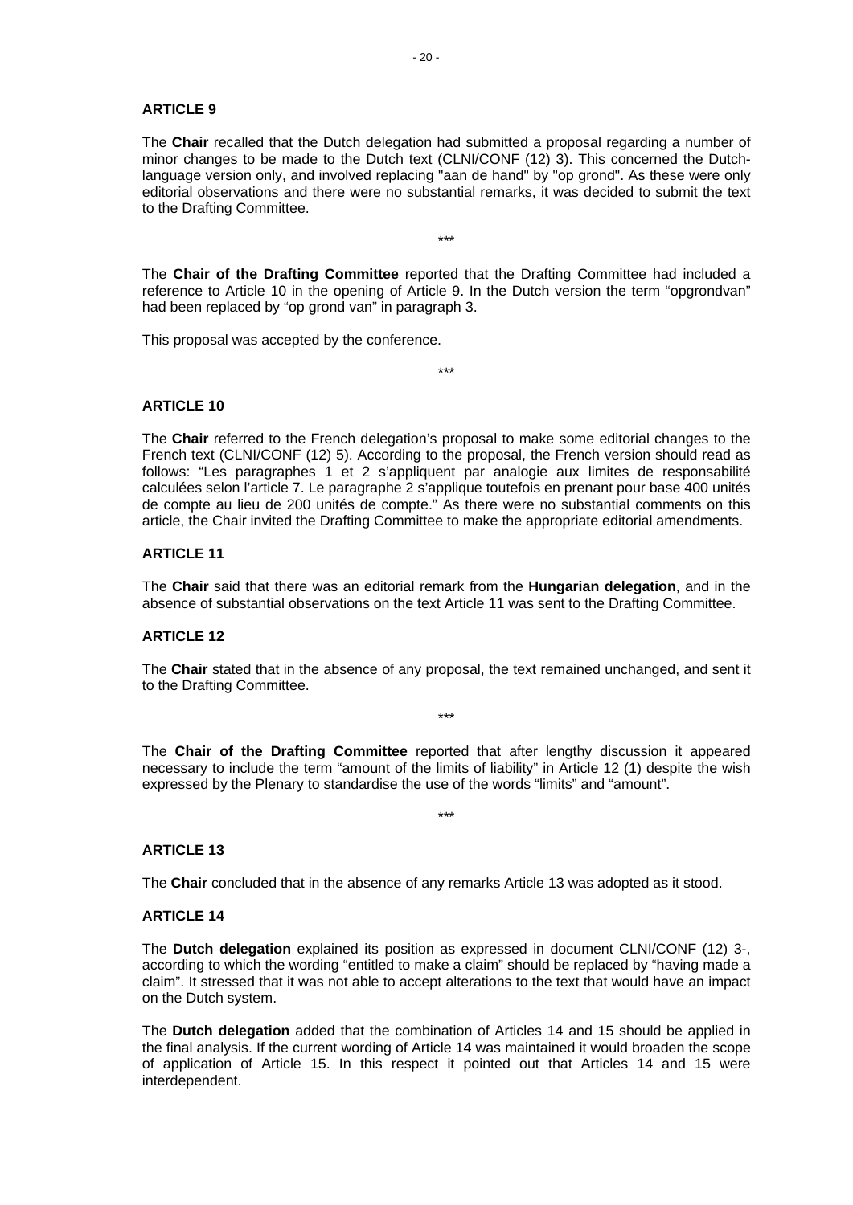**ARTICLE 9**

The **Chair** recalled that the Dutch delegation had submitted a proposal regarding a number of minor changes to be made to the Dutch text (CLNI/CONF (12) 3). This concerned the Dutch-language version only, and involved replacing "aan de hand" by "op grond". As these were only editorial observations and there were no substantial remarks, it was decided to submit the text to the Drafting Committee.

\*\*\*

The **Chair of the Drafting Committee** reported that the Drafting Committee had included a reference to Article 10 in the opening of Article 9. In the Dutch version the term "opgrondvan" had been replaced by "op grond van" in paragraph 3.

This proposal was accepted by the conference.

\*\*\*

**ARTICLE 10**

The **Chair** referred to the French delegation's proposal to make some editorial changes to the French text (CLNI/CONF (12) 5). According to the proposal, the French version should read as follows: "Les paragraphes 1 et 2 s'appliquent par analogie aux limites de responsabilité calculées selon l'article 7. Le paragraphe 2 s'applique toutefois en prenant pour base 400 unités de compte au lieu de 200 unités de compte." As there were no substantial comments on this article, the Chair invited the Drafting Committee to make the appropriate editorial amendments.

**ARTICLE 11**

The **Chair** said that there was an editorial remark from the **Hungarian delegation**, and in the absence of substantial observations on the text Article 11 was sent to the Drafting Committee.

**ARTICLE 12**

The **Chair** stated that in the absence of any proposal, the text remained unchanged, and sent it to the Drafting Committee.

\*\*\*

The **Chair of the Drafting Committee** reported that after lengthy discussion it appeared necessary to include the term "amount of the limits of liability" in Article 12 (1) despite the wish expressed by the Plenary to standardise the use of the words "limits" and "amount".

\*\*\*

**ARTICLE 13**

The **Chair** concluded that in the absence of any remarks Article 13 was adopted as it stood.

**ARTICLE 14**

The **Dutch delegation** explained its position as expressed in document CLNI/CONF (12) 3-, according to which the wording "entitled to make a claim" should be replaced by "having made a claim". It stressed that it was not able to accept alterations to the text that would have an impact on the Dutch system.

The **Dutch delegation** added that the combination of Articles 14 and 15 should be applied in the final analysis. If the current wording of Article 14 was maintained it would broaden the scope of application of Article 15. In this respect it pointed out that Articles 14 and 15 were interdependent.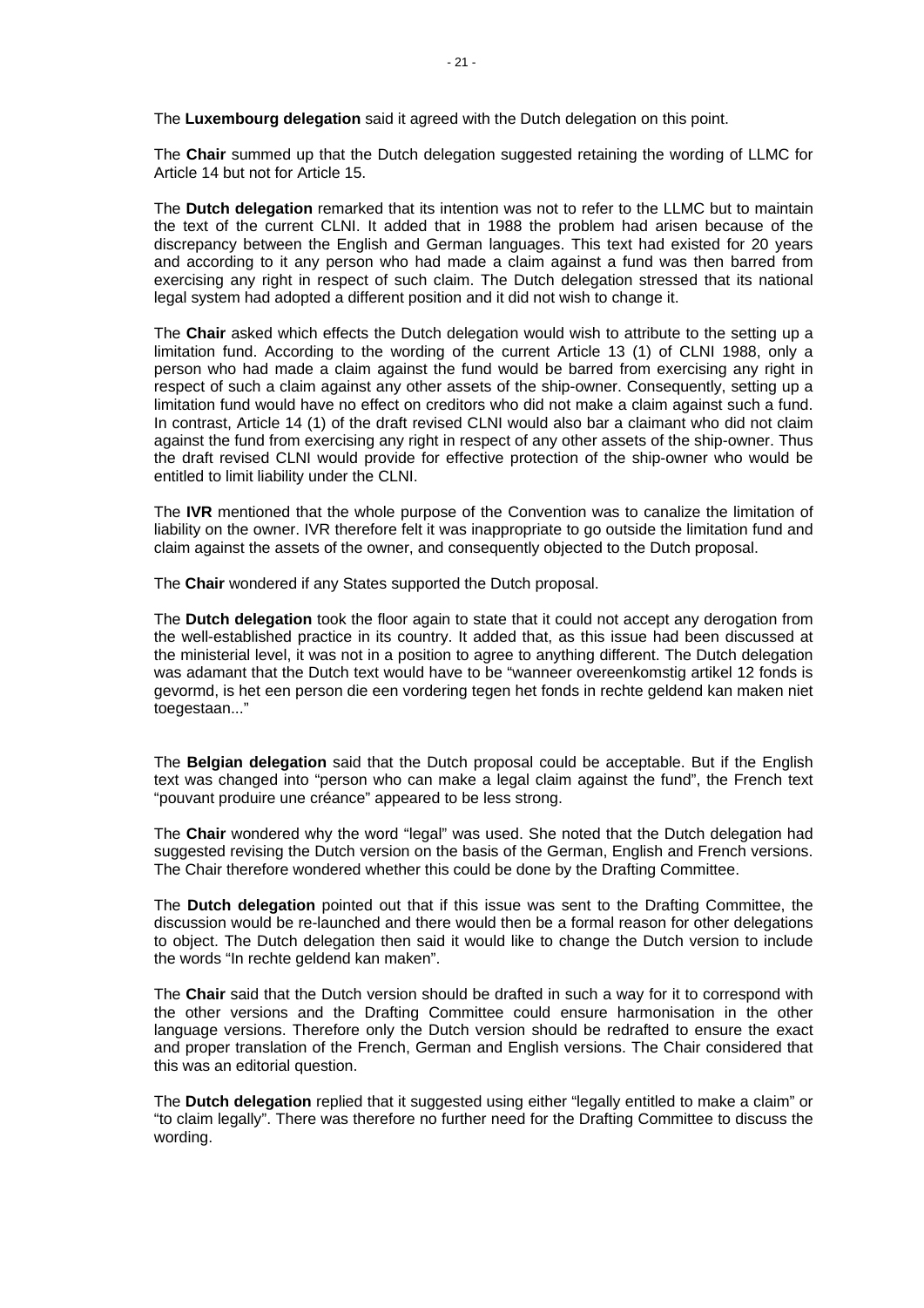The **Luxembourg delegation** said it agreed with the Dutch delegation on this point.

The **Chair** summed up that the Dutch delegation suggested retaining the wording of LLMC for Article 14 but not for Article 15.

The **Dutch delegation** remarked that its intention was not to refer to the LLMC but to maintain the text of the current CLNI. It added that in 1988 the problem had arisen because of the discrepancy between the English and German languages. This text had existed for 20 years and according to it any person who had made a claim against a fund was then barred from exercising any right in respect of such claim. The Dutch delegation stressed that its national legal system had adopted a different position and it did not wish to change it.

The **Chair** asked which effects the Dutch delegation would wish to attribute to the setting up a limitation fund. According to the wording of the current Article 13 (1) of CLNI 1988, only a person who had made a claim against the fund would be barred from exercising any right in respect of such a claim against any other assets of the ship-owner. Consequently, setting up a limitation fund would have no effect on creditors who did not make a claim against such a fund. In contrast, Article 14 (1) of the draft revised CLNI would also bar a claimant who did not claim against the fund from exercising any right in respect of any other assets of the ship-owner. Thus the draft revised CLNI would provide for effective protection of the ship-owner who would be entitled to limit liability under the CLNI.

The **IVR** mentioned that the whole purpose of the Convention was to canalize the limitation of liability on the owner. IVR therefore felt it was inappropriate to go outside the limitation fund and claim against the assets of the owner, and consequently objected to the Dutch proposal.

The **Chair** wondered if any States supported the Dutch proposal.

The **Dutch delegation** took the floor again to state that it could not accept any derogation from the well-established practice in its country. It added that, as this issue had been discussed at the ministerial level, it was not in a position to agree to anything different. The Dutch delegation was adamant that the Dutch text would have to be "wanneer overeenkomstig artikel 12 fonds is gevormd, is het een person die een vordering tegen het fonds in rechte geldend kan maken niet toegestaan..."

The **Belgian delegation** said that the Dutch proposal could be acceptable. But if the English text was changed into "person who can make a legal claim against the fund", the French text "pouvant produire une créance" appeared to be less strong.

The **Chair** wondered why the word "legal" was used. She noted that the Dutch delegation had suggested revising the Dutch version on the basis of the German, English and French versions. The Chair therefore wondered whether this could be done by the Drafting Committee.

The **Dutch delegation** pointed out that if this issue was sent to the Drafting Committee, the discussion would be re-launched and there would then be a formal reason for other delegations to object. The Dutch delegation then said it would like to change the Dutch version to include the words "In rechte geldend kan maken".

The **Chair** said that the Dutch version should be drafted in such a way for it to correspond with the other versions and the Drafting Committee could ensure harmonisation in the other language versions. Therefore only the Dutch version should be redrafted to ensure the exact and proper translation of the French, German and English versions. The Chair considered that this was an editorial question.

The **Dutch delegation** replied that it suggested using either "legally entitled to make a claim" or "to claim legally". There was therefore no further need for the Drafting Committee to discuss the wording.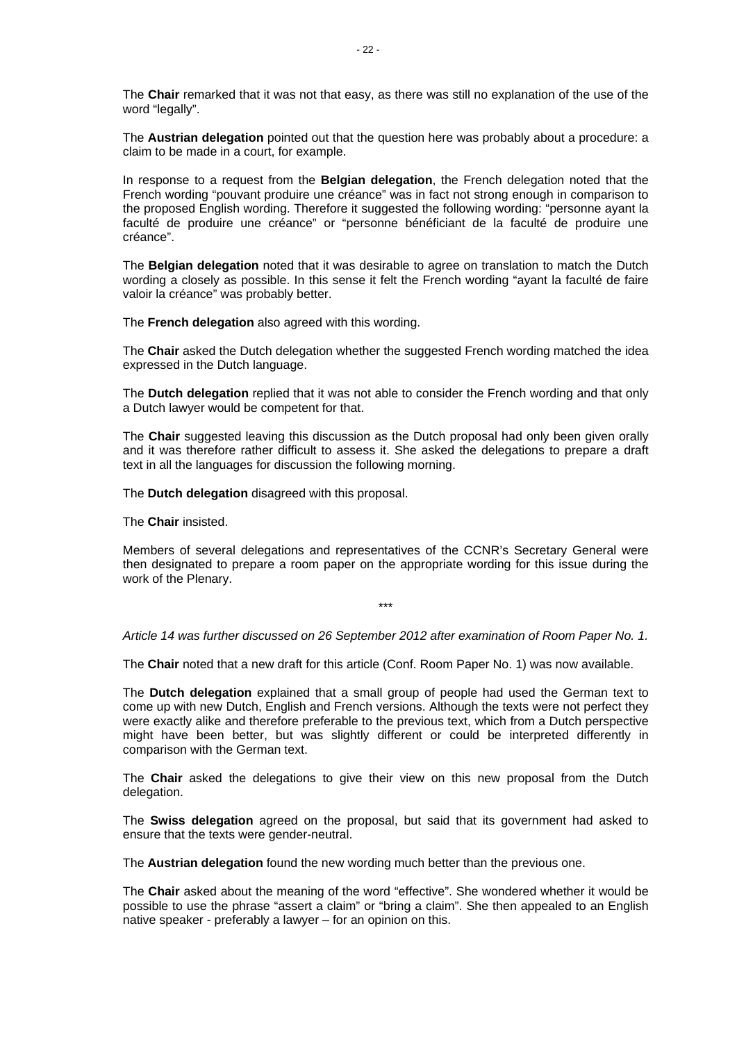The **Chair** remarked that it was not that easy, as there was still no explanation of the use of the word "legally".

The **Austrian delegation** pointed out that the question here was probably about a procedure: a claim to be made in a court, for example.

In response to a request from the **Belgian delegation**, the French delegation noted that the French wording "pouvant produire une créance" was in fact not strong enough in comparison to the proposed English wording. Therefore it suggested the following wording: "personne ayant la faculté de produire une créance" or "personne bénéficiant de la faculté de produire une créance".

The **Belgian delegation** noted that it was desirable to agree on translation to match the Dutch wording a closely as possible. In this sense it felt the French wording "ayant la faculté de faire valoir la créance" was probably better.

The **French delegation** also agreed with this wording.

The **Chair** asked the Dutch delegation whether the suggested French wording matched the idea expressed in the Dutch language.

The **Dutch delegation** replied that it was not able to consider the French wording and that only a Dutch lawyer would be competent for that.

The **Chair** suggested leaving this discussion as the Dutch proposal had only been given orally and it was therefore rather difficult to assess it. She asked the delegations to prepare a draft text in all the languages for discussion the following morning.

The **Dutch delegation** disagreed with this proposal.

The **Chair** insisted.

Members of several delegations and representatives of the CCNR's Secretary General were then designated to prepare a room paper on the appropriate wording for this issue during the work of the Plenary.

\*\*\*

*Article 14 was further discussed on 26 September 2012 after examination of Room Paper No. 1.*

The **Chair** noted that a new draft for this article (Conf. Room Paper No. 1) was now available.

The **Dutch delegation** explained that a small group of people had used the German text to come up with new Dutch, English and French versions. Although the texts were not perfect they were exactly alike and therefore preferable to the previous text, which from a Dutch perspective might have been better, but was slightly different or could be interpreted differently in comparison with the German text.

The **Chair** asked the delegations to give their view on this new proposal from the Dutch delegation.

The **Swiss delegation** agreed on the proposal, but said that its government had asked to ensure that the texts were gender-neutral.

The **Austrian delegation** found the new wording much better than the previous one.

The **Chair** asked about the meaning of the word "effective". She wondered whether it would be possible to use the phrase "assert a claim" or "bring a claim". She then appealed to an English native speaker - preferably a lawyer – for an opinion on this.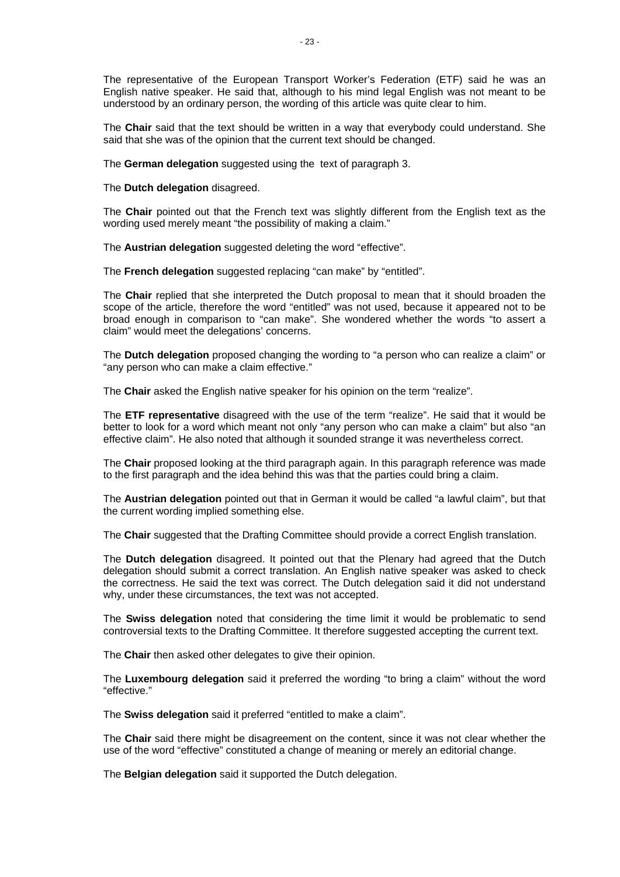The representative of the European Transport Worker's Federation (ETF) said he was an English native speaker. He said that, although to his mind legal English was not meant to be understood by an ordinary person, the wording of this article was quite clear to him.

The **Chair** said that the text should be written in a way that everybody could understand. She said that she was of the opinion that the current text should be changed.

The **German delegation** suggested using the text of paragraph 3.

The **Dutch delegation** disagreed.

The **Chair** pointed out that the French text was slightly different from the English text as the wording used merely meant "the possibility of making a claim."

The **Austrian delegation** suggested deleting the word "effective".

The **French delegation** suggested replacing "can make" by "entitled".

The **Chair** replied that she interpreted the Dutch proposal to mean that it should broaden the scope of the article, therefore the word "entitled" was not used, because it appeared not to be broad enough in comparison to "can make". She wondered whether the words "to assert a claim" would meet the delegations' concerns.

The **Dutch delegation** proposed changing the wording to "a person who can realize a claim" or "any person who can make a claim effective."

The **Chair** asked the English native speaker for his opinion on the term "realize".

The **ETF representative** disagreed with the use of the term "realize". He said that it would be better to look for a word which meant not only "any person who can make a claim" but also "an effective claim". He also noted that although it sounded strange it was nevertheless correct.

The **Chair** proposed looking at the third paragraph again. In this paragraph reference was made to the first paragraph and the idea behind this was that the parties could bring a claim.

The **Austrian delegation** pointed out that in German it would be called "a lawful claim", but that the current wording implied something else.

The **Chair** suggested that the Drafting Committee should provide a correct English translation.

The **Dutch delegation** disagreed. It pointed out that the Plenary had agreed that the Dutch delegation should submit a correct translation. An English native speaker was asked to check the correctness. He said the text was correct. The Dutch delegation said it did not understand why, under these circumstances, the text was not accepted.

The **Swiss delegation** noted that considering the time limit it would be problematic to send controversial texts to the Drafting Committee. It therefore suggested accepting the current text.

The **Chair** then asked other delegates to give their opinion.

The **Luxembourg delegation** said it preferred the wording "to bring a claim" without the word "effective."

The **Swiss delegation** said it preferred "entitled to make a claim".

The **Chair** said there might be disagreement on the content, since it was not clear whether the use of the word "effective" constituted a change of meaning or merely an editorial change.

The **Belgian delegation** said it supported the Dutch delegation.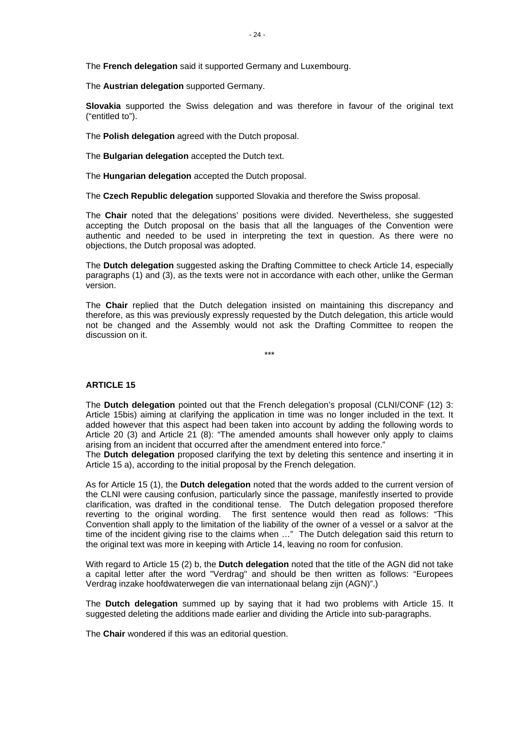The **French delegation** said it supported Germany and Luxembourg.

The **Austrian delegation** supported Germany.

**Slovakia** supported the Swiss delegation and was therefore in favour of the original text ("entitled to").

The **Polish delegation** agreed with the Dutch proposal.

The **Bulgarian delegation** accepted the Dutch text.

The **Hungarian delegation** accepted the Dutch proposal.

The **Czech Republic delegation** supported Slovakia and therefore the Swiss proposal.

The **Chair** noted that the delegations' positions were divided. Nevertheless, she suggested accepting the Dutch proposal on the basis that all the languages of the Convention were authentic and needed to be used in interpreting the text in question. As there were no objections, the Dutch proposal was adopted.

The **Dutch delegation** suggested asking the Drafting Committee to check Article 14, especially paragraphs (1) and (3), as the texts were not in accordance with each other, unlike the German version.

The **Chair** replied that the Dutch delegation insisted on maintaining this discrepancy and therefore, as this was previously expressly requested by the Dutch delegation, this article would not be changed and the Assembly would not ask the Drafting Committee to reopen the discussion on it.

\*\*\*

## ARTICLE 15

The **Dutch delegation** pointed out that the French delegation's proposal (CLNI/CONF (12) 3: Article 15bis) aiming at clarifying the application in time was no longer included in the text. It added however that this aspect had been taken into account by adding the following words to Article 20 (3) and Article 21 (8): "The amended amounts shall however only apply to claims arising from an incident that occurred after the amendment entered into force."
The **Dutch delegation** proposed clarifying the text by deleting this sentence and inserting it in Article 15 a), according to the initial proposal by the French delegation.

As for Article 15 (1), the **Dutch delegation** noted that the words added to the current version of the CLNI were causing confusion, particularly since the passage, manifestly inserted to provide clarification, was drafted in the conditional tense. The Dutch delegation proposed therefore reverting to the original wording. The first sentence would then read as follows: "This Convention shall apply to the limitation of the liability of the owner of a vessel or a salvor at the time of the incident giving rise to the claims when …" The Dutch delegation said this return to the original text was more in keeping with Article 14, leaving no room for confusion.

With regard to Article 15 (2) b, the **Dutch delegation** noted that the title of the AGN did not take a capital letter after the word "Verdrag" and should be then written as follows: "Europees Verdrag inzake hoofdwaterwegen die van internationaal belang zijn (AGN)".)

The **Dutch delegation** summed up by saying that it had two problems with Article 15. It suggested deleting the additions made earlier and dividing the Article into sub-paragraphs.

The **Chair** wondered if this was an editorial question.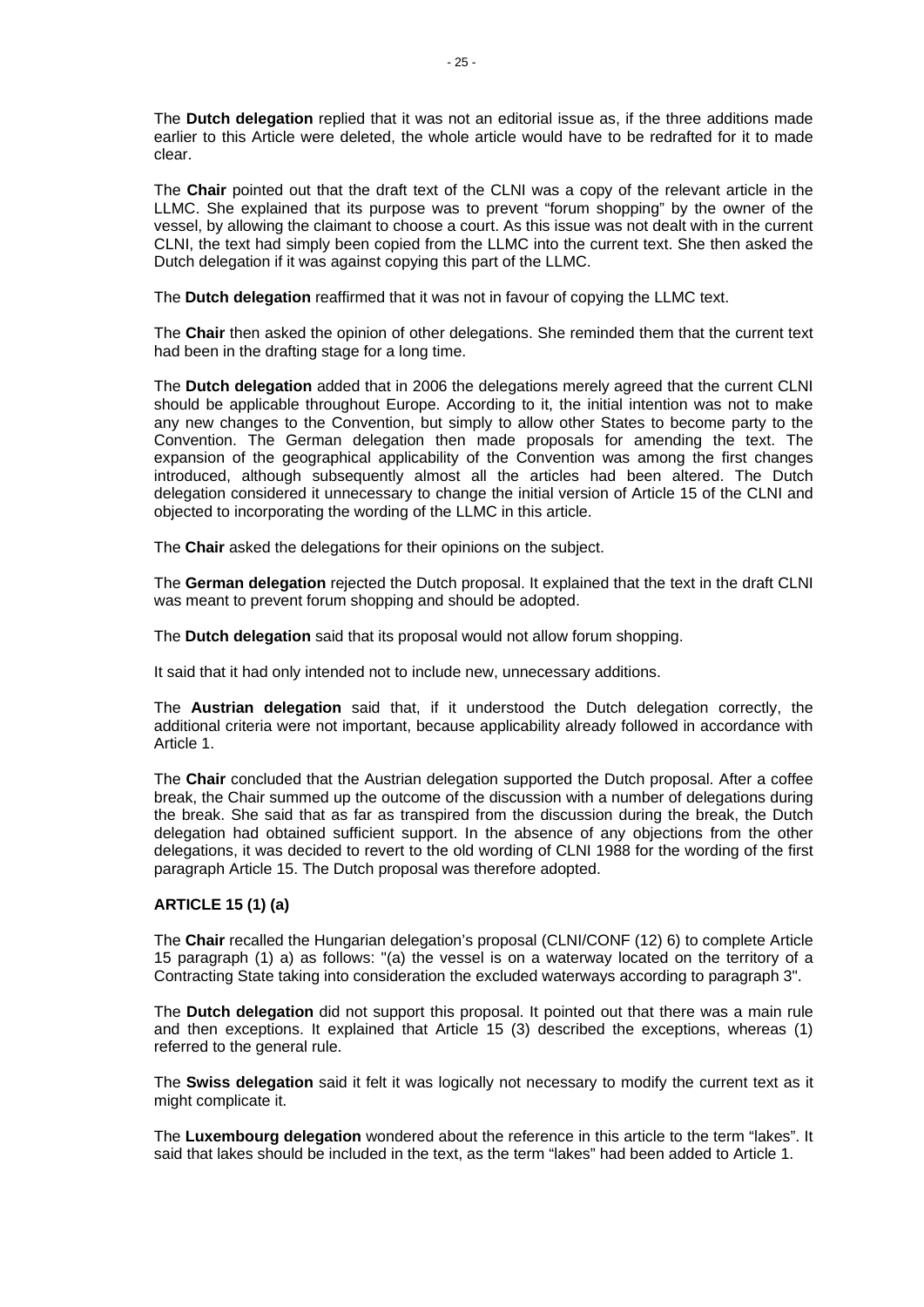The **Dutch delegation** replied that it was not an editorial issue as, if the three additions made earlier to this Article were deleted, the whole article would have to be redrafted for it to made clear.

The **Chair** pointed out that the draft text of the CLNI was a copy of the relevant article in the LLMC. She explained that its purpose was to prevent "forum shopping" by the owner of the vessel, by allowing the claimant to choose a court. As this issue was not dealt with in the current CLNI, the text had simply been copied from the LLMC into the current text. She then asked the Dutch delegation if it was against copying this part of the LLMC.

The **Dutch delegation** reaffirmed that it was not in favour of copying the LLMC text.

The **Chair** then asked the opinion of other delegations. She reminded them that the current text had been in the drafting stage for a long time.

The **Dutch delegation** added that in 2006 the delegations merely agreed that the current CLNI should be applicable throughout Europe. According to it, the initial intention was not to make any new changes to the Convention, but simply to allow other States to become party to the Convention. The German delegation then made proposals for amending the text. The expansion of the geographical applicability of the Convention was among the first changes introduced, although subsequently almost all the articles had been altered. The Dutch delegation considered it unnecessary to change the initial version of Article 15 of the CLNI and objected to incorporating the wording of the LLMC in this article.

The **Chair** asked the delegations for their opinions on the subject.

The **German delegation** rejected the Dutch proposal. It explained that the text in the draft CLNI was meant to prevent forum shopping and should be adopted.

The **Dutch delegation** said that its proposal would not allow forum shopping.

It said that it had only intended not to include new, unnecessary additions.

The **Austrian delegation** said that, if it understood the Dutch delegation correctly, the additional criteria were not important, because applicability already followed in accordance with Article 1.

The **Chair** concluded that the Austrian delegation supported the Dutch proposal. After a coffee break, the Chair summed up the outcome of the discussion with a number of delegations during the break. She said that as far as transpired from the discussion during the break, the Dutch delegation had obtained sufficient support. In the absence of any objections from the other delegations, it was decided to revert to the old wording of CLNI 1988 for the wording of the first paragraph Article 15. The Dutch proposal was therefore adopted.

**ARTICLE 15 (1) (a)**

The **Chair** recalled the Hungarian delegation's proposal (CLNI/CONF (12) 6) to complete Article 15 paragraph (1) a) as follows: "(a) the vessel is on a waterway located on the territory of a Contracting State taking into consideration the excluded waterways according to paragraph 3".

The **Dutch delegation** did not support this proposal. It pointed out that there was a main rule and then exceptions. It explained that Article 15 (3) described the exceptions, whereas (1) referred to the general rule.

The **Swiss delegation** said it felt it was logically not necessary to modify the current text as it might complicate it.

The **Luxembourg delegation** wondered about the reference in this article to the term "lakes". It said that lakes should be included in the text, as the term "lakes" had been added to Article 1.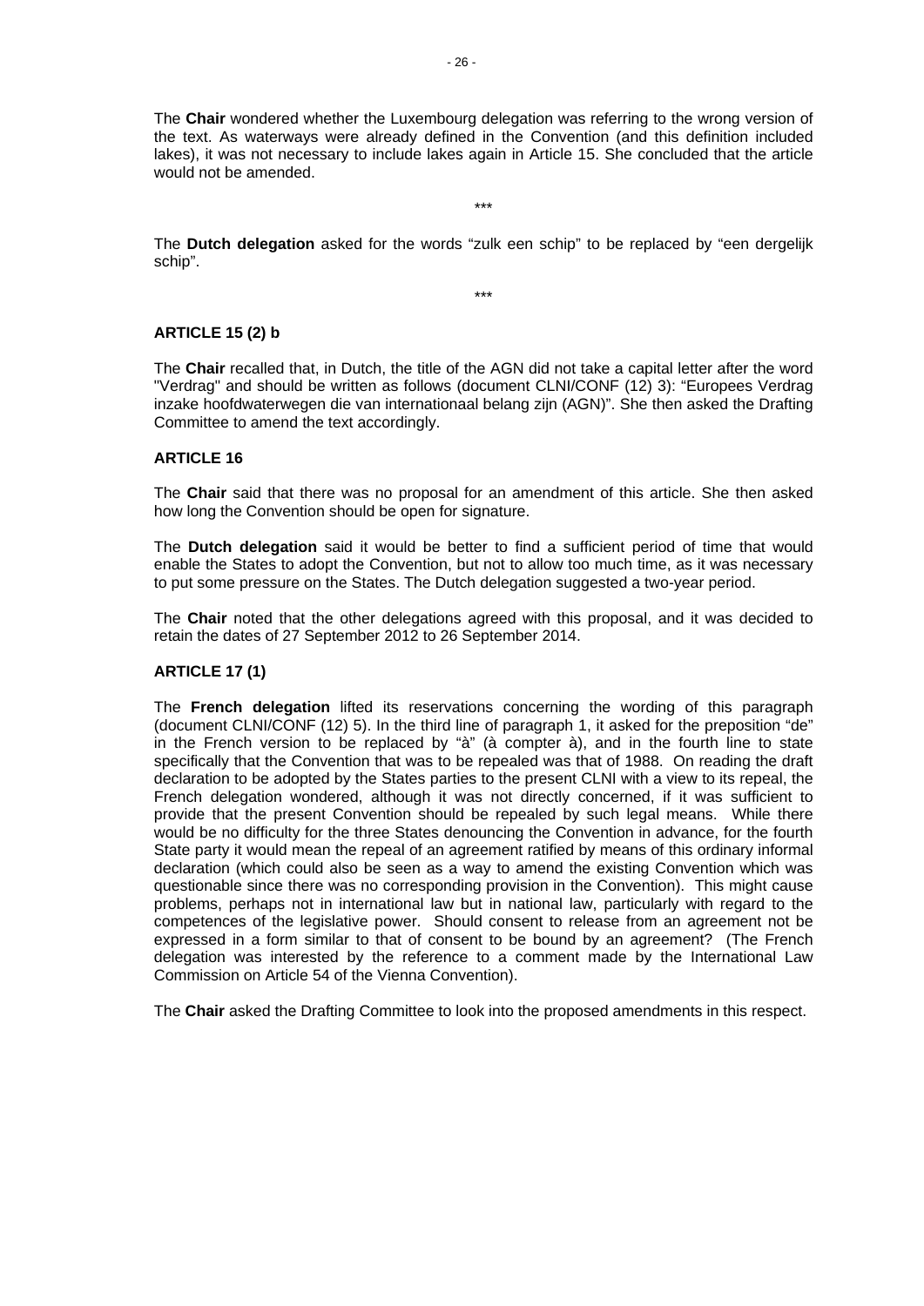The **Chair** wondered whether the Luxembourg delegation was referring to the wrong version of the text. As waterways were already defined in the Convention (and this definition included lakes), it was not necessary to include lakes again in Article 15. She concluded that the article would not be amended.

\*\*\*

The **Dutch delegation** asked for the words "zulk een schip" to be replaced by "een dergelijk schip".

\*\*\*

**ARTICLE 15 (2) b**

The **Chair** recalled that, in Dutch, the title of the AGN did not take a capital letter after the word "Verdrag" and should be written as follows (document CLNI/CONF (12) 3): "Europees Verdrag inzake hoofdwaterwegen die van internationaal belang zijn (AGN)". She then asked the Drafting Committee to amend the text accordingly.

**ARTICLE 16**

The **Chair** said that there was no proposal for an amendment of this article. She then asked how long the Convention should be open for signature.

The **Dutch delegation** said it would be better to find a sufficient period of time that would enable the States to adopt the Convention, but not to allow too much time, as it was necessary to put some pressure on the States. The Dutch delegation suggested a two-year period.

The **Chair** noted that the other delegations agreed with this proposal, and it was decided to retain the dates of 27 September 2012 to 26 September 2014.

**ARTICLE 17 (1)**

The **French delegation** lifted its reservations concerning the wording of this paragraph (document CLNI/CONF (12) 5). In the third line of paragraph 1, it asked for the preposition "de" in the French version to be replaced by "à" (à compter à), and in the fourth line to state specifically that the Convention that was to be repealed was that of 1988. On reading the draft declaration to be adopted by the States parties to the present CLNI with a view to its repeal, the French delegation wondered, although it was not directly concerned, if it was sufficient to provide that the present Convention should be repealed by such legal means. While there would be no difficulty for the three States denouncing the Convention in advance, for the fourth State party it would mean the repeal of an agreement ratified by means of this ordinary informal declaration (which could also be seen as a way to amend the existing Convention which was questionable since there was no corresponding provision in the Convention). This might cause problems, perhaps not in international law but in national law, particularly with regard to the competences of the legislative power. Should consent to release from an agreement not be expressed in a form similar to that of consent to be bound by an agreement? (The French delegation was interested by the reference to a comment made by the International Law Commission on Article 54 of the Vienna Convention).

The **Chair** asked the Drafting Committee to look into the proposed amendments in this respect.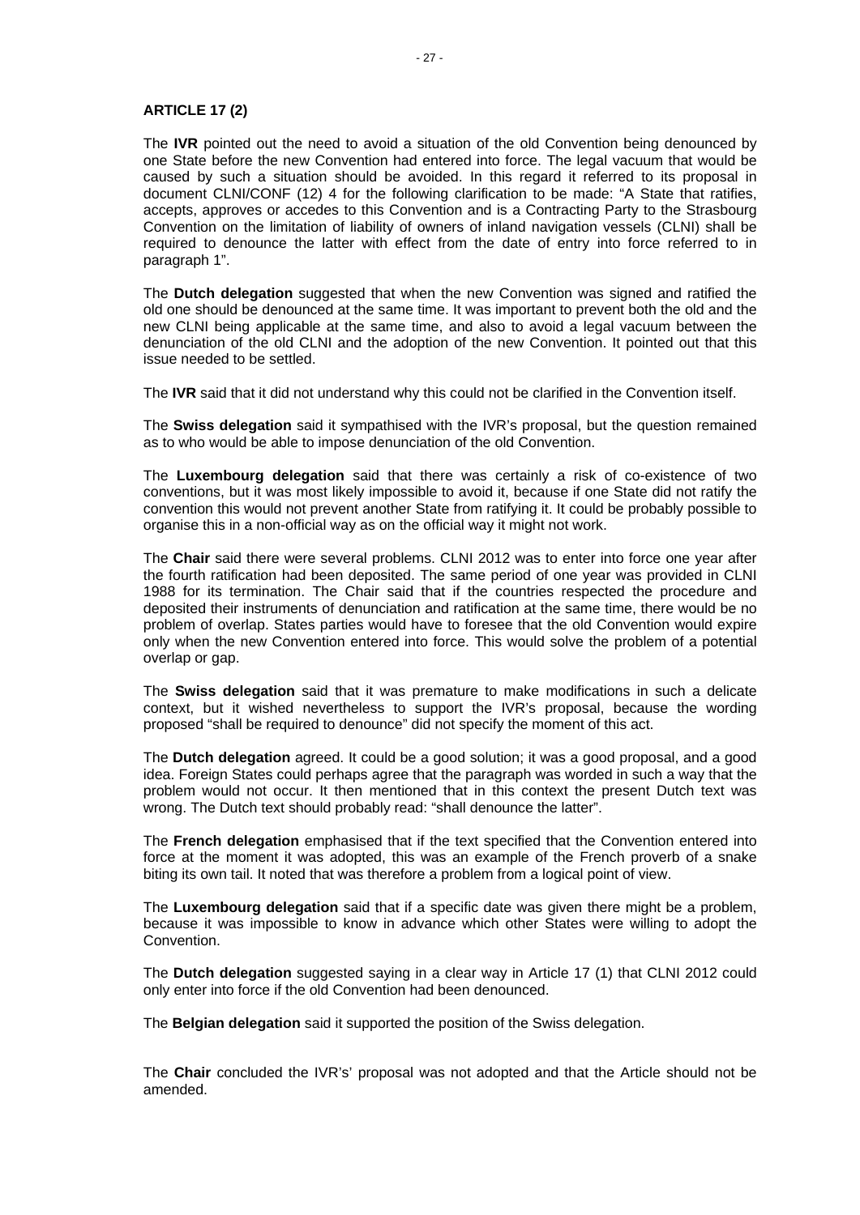**ARTICLE 17 (2)**

The **IVR** pointed out the need to avoid a situation of the old Convention being denounced by one State before the new Convention had entered into force. The legal vacuum that would be caused by such a situation should be avoided. In this regard it referred to its proposal in document CLNI/CONF (12) 4 for the following clarification to be made: "A State that ratifies, accepts, approves or accedes to this Convention and is a Contracting Party to the Strasbourg Convention on the limitation of liability of owners of inland navigation vessels (CLNI) shall be required to denounce the latter with effect from the date of entry into force referred to in paragraph 1".

The **Dutch delegation** suggested that when the new Convention was signed and ratified the old one should be denounced at the same time. It was important to prevent both the old and the new CLNI being applicable at the same time, and also to avoid a legal vacuum between the denunciation of the old CLNI and the adoption of the new Convention. It pointed out that this issue needed to be settled.

The **IVR** said that it did not understand why this could not be clarified in the Convention itself.

The **Swiss delegation** said it sympathised with the IVR's proposal, but the question remained as to who would be able to impose denunciation of the old Convention.

The **Luxembourg delegation** said that there was certainly a risk of co-existence of two conventions, but it was most likely impossible to avoid it, because if one State did not ratify the convention this would not prevent another State from ratifying it. It could be probably possible to organise this in a non-official way as on the official way it might not work.

The **Chair** said there were several problems. CLNI 2012 was to enter into force one year after the fourth ratification had been deposited. The same period of one year was provided in CLNI 1988 for its termination. The Chair said that if the countries respected the procedure and deposited their instruments of denunciation and ratification at the same time, there would be no problem of overlap. States parties would have to foresee that the old Convention would expire only when the new Convention entered into force. This would solve the problem of a potential overlap or gap.

The **Swiss delegation** said that it was premature to make modifications in such a delicate context, but it wished nevertheless to support the IVR's proposal, because the wording proposed "shall be required to denounce" did not specify the moment of this act.

The **Dutch delegation** agreed. It could be a good solution; it was a good proposal, and a good idea. Foreign States could perhaps agree that the paragraph was worded in such a way that the problem would not occur. It then mentioned that in this context the present Dutch text was wrong. The Dutch text should probably read: "shall denounce the latter".

The **French delegation** emphasised that if the text specified that the Convention entered into force at the moment it was adopted, this was an example of the French proverb of a snake biting its own tail. It noted that was therefore a problem from a logical point of view.

The **Luxembourg delegation** said that if a specific date was given there might be a problem, because it was impossible to know in advance which other States were willing to adopt the Convention.

The **Dutch delegation** suggested saying in a clear way in Article 17 (1) that CLNI 2012 could only enter into force if the old Convention had been denounced.

The **Belgian delegation** said it supported the position of the Swiss delegation.

The **Chair** concluded the IVR's' proposal was not adopted and that the Article should not be amended.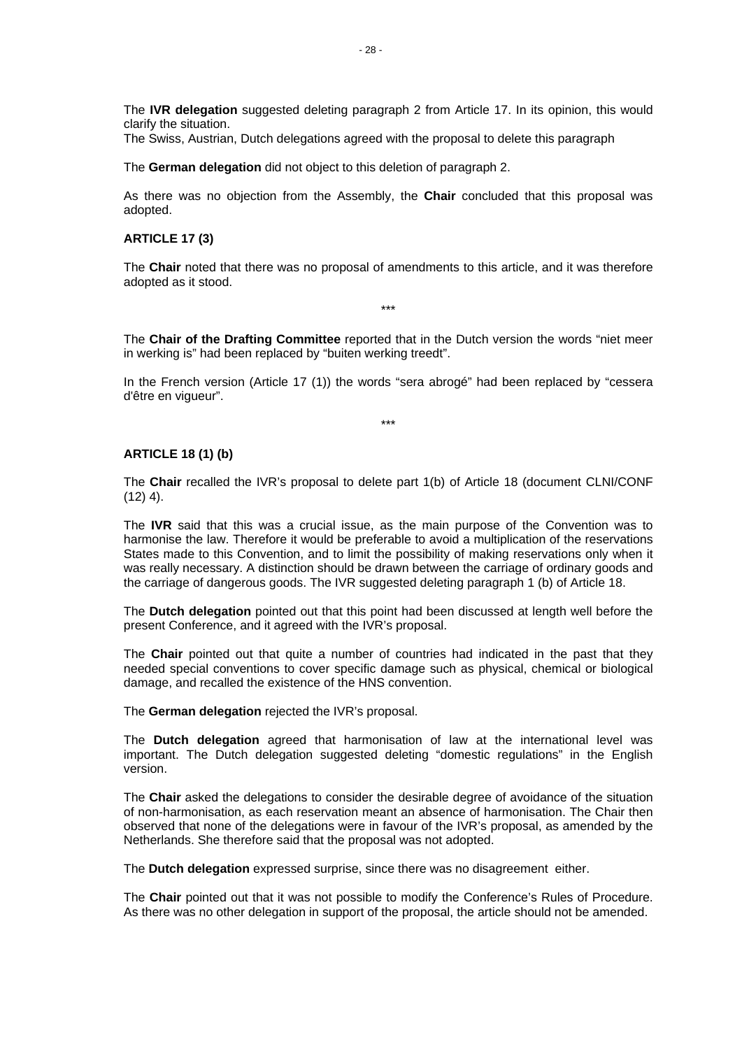The **IVR delegation** suggested deleting paragraph 2 from Article 17. In its opinion, this would clarify the situation.
The Swiss, Austrian, Dutch delegations agreed with the proposal to delete this paragraph

The **German delegation** did not object to this deletion of paragraph 2.

As there was no objection from the Assembly, the **Chair** concluded that this proposal was adopted.

**ARTICLE 17 (3)**

The **Chair** noted that there was no proposal of amendments to this article, and it was therefore adopted as it stood.

\*\*\*

The **Chair of the Drafting Committee** reported that in the Dutch version the words "niet meer in werking is" had been replaced by "buiten werking treedt".

In the French version (Article 17 (1)) the words "sera abrogé" had been replaced by "cessera d'être en vigueur".

\*\*\*

**ARTICLE 18 (1) (b)**

The **Chair** recalled the IVR's proposal to delete part 1(b) of Article 18 (document CLNI/CONF (12) 4).

The **IVR** said that this was a crucial issue, as the main purpose of the Convention was to harmonise the law. Therefore it would be preferable to avoid a multiplication of the reservations States made to this Convention, and to limit the possibility of making reservations only when it was really necessary. A distinction should be drawn between the carriage of ordinary goods and the carriage of dangerous goods. The IVR suggested deleting paragraph 1 (b) of Article 18.

The **Dutch delegation** pointed out that this point had been discussed at length well before the present Conference, and it agreed with the IVR's proposal.

The **Chair** pointed out that quite a number of countries had indicated in the past that they needed special conventions to cover specific damage such as physical, chemical or biological damage, and recalled the existence of the HNS convention.

The **German delegation** rejected the IVR's proposal.

The **Dutch delegation** agreed that harmonisation of law at the international level was important. The Dutch delegation suggested deleting "domestic regulations" in the English version.

The **Chair** asked the delegations to consider the desirable degree of avoidance of the situation of non-harmonisation, as each reservation meant an absence of harmonisation. The Chair then observed that none of the delegations were in favour of the IVR's proposal, as amended by the Netherlands. She therefore said that the proposal was not adopted.

The **Dutch delegation** expressed surprise, since there was no disagreement either.

The **Chair** pointed out that it was not possible to modify the Conference's Rules of Procedure. As there was no other delegation in support of the proposal, the article should not be amended.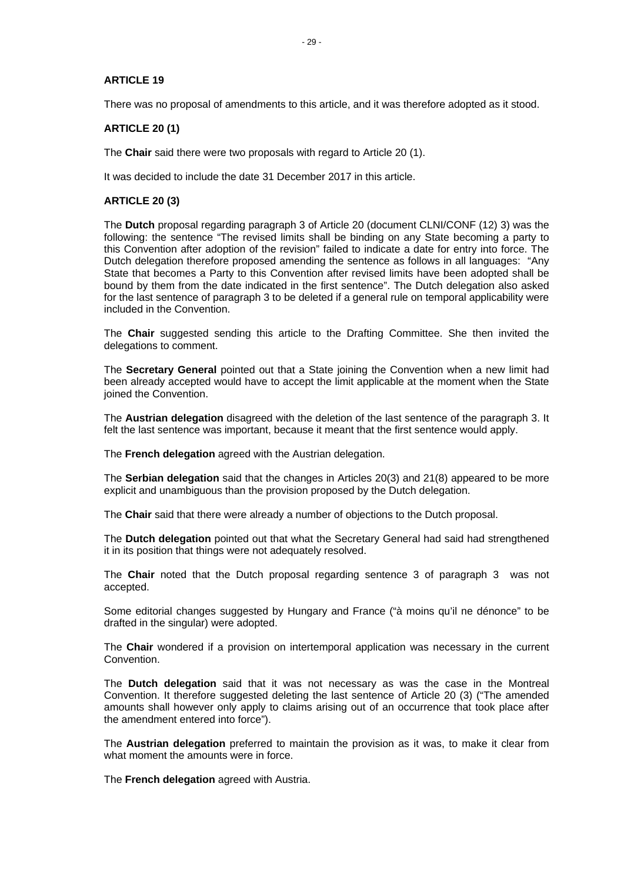### ARTICLE 19

There was no proposal of amendments to this article, and it was therefore adopted as it stood.

### ARTICLE 20 (1)

The **Chair** said there were two proposals with regard to Article 20 (1).

It was decided to include the date 31 December 2017 in this article.

### ARTICLE 20 (3)

The **Dutch** proposal regarding paragraph 3 of Article 20 (document CLNI/CONF (12) 3) was the following: the sentence "The revised limits shall be binding on any State becoming a party to this Convention after adoption of the revision" failed to indicate a date for entry into force. The Dutch delegation therefore proposed amending the sentence as follows in all languages: "Any State that becomes a Party to this Convention after revised limits have been adopted shall be bound by them from the date indicated in the first sentence". The Dutch delegation also asked for the last sentence of paragraph 3 to be deleted if a general rule on temporal applicability were included in the Convention.

The **Chair** suggested sending this article to the Drafting Committee. She then invited the delegations to comment.

The **Secretary General** pointed out that a State joining the Convention when a new limit had been already accepted would have to accept the limit applicable at the moment when the State joined the Convention.

The **Austrian delegation** disagreed with the deletion of the last sentence of the paragraph 3. It felt the last sentence was important, because it meant that the first sentence would apply.

The **French delegation** agreed with the Austrian delegation.

The **Serbian delegation** said that the changes in Articles 20(3) and 21(8) appeared to be more explicit and unambiguous than the provision proposed by the Dutch delegation.

The **Chair** said that there were already a number of objections to the Dutch proposal.

The **Dutch delegation** pointed out that what the Secretary General had said had strengthened it in its position that things were not adequately resolved.

The **Chair** noted that the Dutch proposal regarding sentence 3 of paragraph 3 was not accepted.

Some editorial changes suggested by Hungary and France ("à moins qu'il ne dénonce" to be drafted in the singular) were adopted.

The **Chair** wondered if a provision on intertemporal application was necessary in the current Convention.

The **Dutch delegation** said that it was not necessary as was the case in the Montreal Convention. It therefore suggested deleting the last sentence of Article 20 (3) ("The amended amounts shall however only apply to claims arising out of an occurrence that took place after the amendment entered into force").

The **Austrian delegation** preferred to maintain the provision as it was, to make it clear from what moment the amounts were in force.

The **French delegation** agreed with Austria.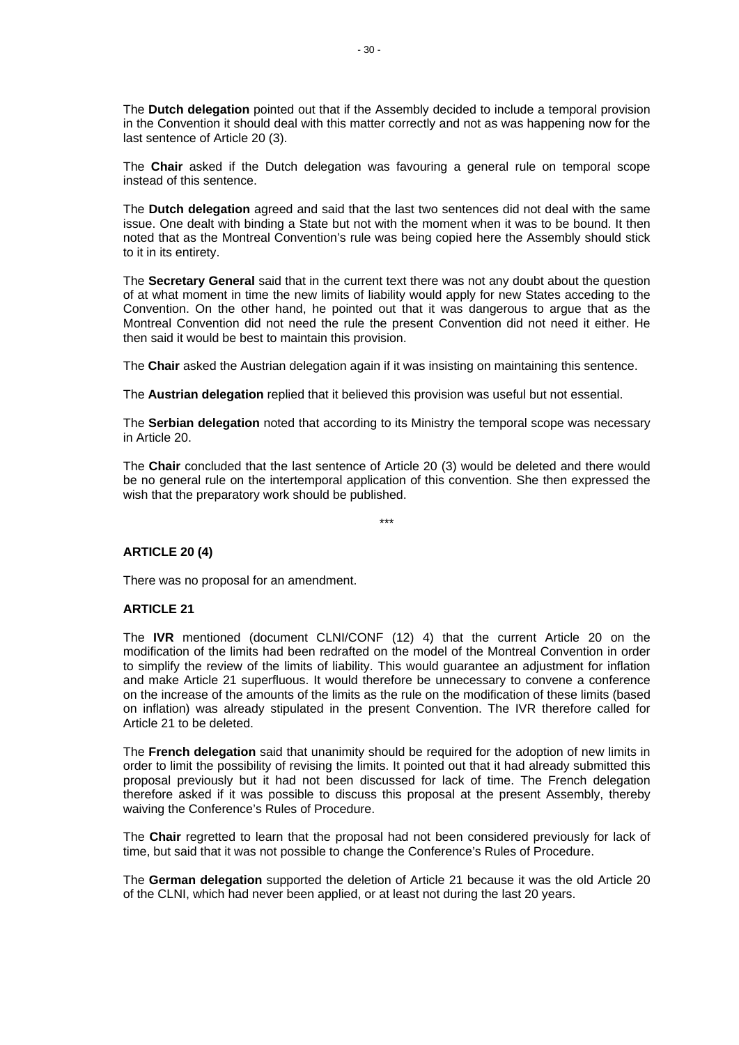The **Dutch delegation** pointed out that if the Assembly decided to include a temporal provision in the Convention it should deal with this matter correctly and not as was happening now for the last sentence of Article 20 (3).

The **Chair** asked if the Dutch delegation was favouring a general rule on temporal scope instead of this sentence.

The **Dutch delegation** agreed and said that the last two sentences did not deal with the same issue. One dealt with binding a State but not with the moment when it was to be bound. It then noted that as the Montreal Convention's rule was being copied here the Assembly should stick to it in its entirety.

The **Secretary General** said that in the current text there was not any doubt about the question of at what moment in time the new limits of liability would apply for new States acceding to the Convention. On the other hand, he pointed out that it was dangerous to argue that as the Montreal Convention did not need the rule the present Convention did not need it either. He then said it would be best to maintain this provision.

The **Chair** asked the Austrian delegation again if it was insisting on maintaining this sentence.

The **Austrian delegation** replied that it believed this provision was useful but not essential.

The **Serbian delegation** noted that according to its Ministry the temporal scope was necessary in Article 20.

The **Chair** concluded that the last sentence of Article 20 (3) would be deleted and there would be no general rule on the intertemporal application of this convention. She then expressed the wish that the preparatory work should be published.

\*\*\*

**ARTICLE 20 (4)**

There was no proposal for an amendment.

**ARTICLE 21**

The **IVR** mentioned (document CLNI/CONF (12) 4) that the current Article 20 on the modification of the limits had been redrafted on the model of the Montreal Convention in order to simplify the review of the limits of liability. This would guarantee an adjustment for inflation and make Article 21 superfluous. It would therefore be unnecessary to convene a conference on the increase of the amounts of the limits as the rule on the modification of these limits (based on inflation) was already stipulated in the present Convention. The IVR therefore called for Article 21 to be deleted.

The **French delegation** said that unanimity should be required for the adoption of new limits in order to limit the possibility of revising the limits. It pointed out that it had already submitted this proposal previously but it had not been discussed for lack of time. The French delegation therefore asked if it was possible to discuss this proposal at the present Assembly, thereby waiving the Conference's Rules of Procedure.

The **Chair** regretted to learn that the proposal had not been considered previously for lack of time, but said that it was not possible to change the Conference's Rules of Procedure.

The **German delegation** supported the deletion of Article 21 because it was the old Article 20 of the CLNI, which had never been applied, or at least not during the last 20 years.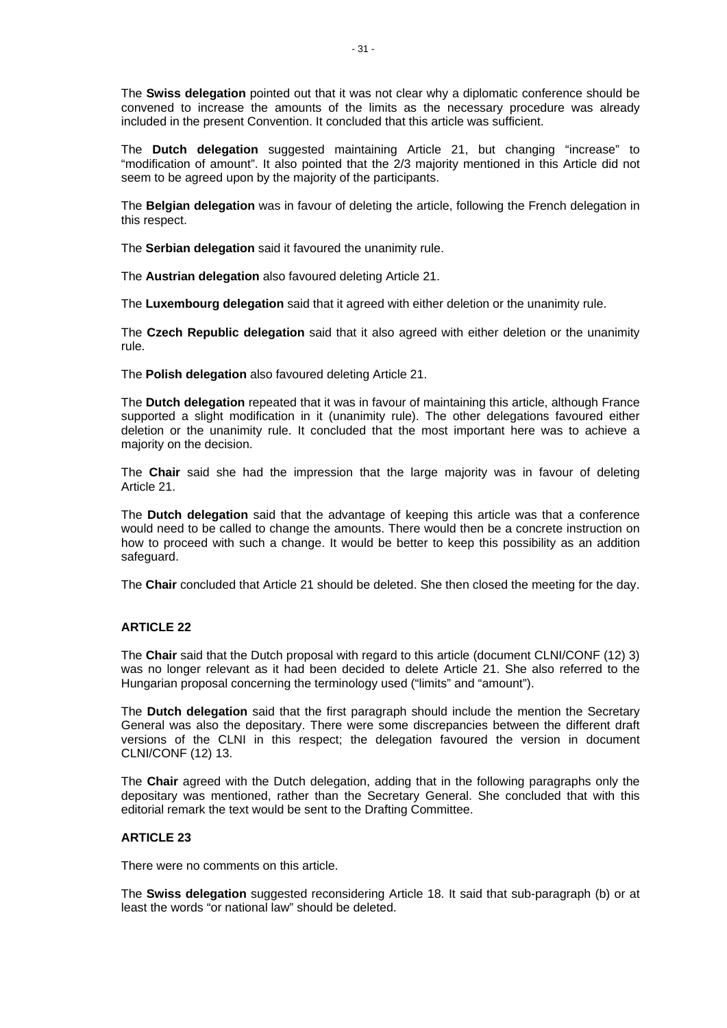The **Swiss delegation** pointed out that it was not clear why a diplomatic conference should be convened to increase the amounts of the limits as the necessary procedure was already included in the present Convention. It concluded that this article was sufficient.

The **Dutch delegation** suggested maintaining Article 21, but changing "increase" to "modification of amount". It also pointed that the 2/3 majority mentioned in this Article did not seem to be agreed upon by the majority of the participants.

The **Belgian delegation** was in favour of deleting the article, following the French delegation in this respect.

The **Serbian delegation** said it favoured the unanimity rule.

The **Austrian delegation** also favoured deleting Article 21.

The **Luxembourg delegation** said that it agreed with either deletion or the unanimity rule.

The **Czech Republic delegation** said that it also agreed with either deletion or the unanimity rule.

The **Polish delegation** also favoured deleting Article 21.

The **Dutch delegation** repeated that it was in favour of maintaining this article, although France supported a slight modification in it (unanimity rule). The other delegations favoured either deletion or the unanimity rule. It concluded that the most important here was to achieve a majority on the decision.

The **Chair** said she had the impression that the large majority was in favour of deleting Article 21.

The **Dutch delegation** said that the advantage of keeping this article was that a conference would need to be called to change the amounts. There would then be a concrete instruction on how to proceed with such a change. It would be better to keep this possibility as an addition safeguard.

The **Chair** concluded that Article 21 should be deleted. She then closed the meeting for the day.

### ARTICLE 22

The **Chair** said that the Dutch proposal with regard to this article (document CLNI/CONF (12) 3) was no longer relevant as it had been decided to delete Article 21. She also referred to the Hungarian proposal concerning the terminology used ("limits" and "amount").

The **Dutch delegation** said that the first paragraph should include the mention the Secretary General was also the depositary. There were some discrepancies between the different draft versions of the CLNI in this respect; the delegation favoured the version in document CLNI/CONF (12) 13.

The **Chair** agreed with the Dutch delegation, adding that in the following paragraphs only the depositary was mentioned, rather than the Secretary General. She concluded that with this editorial remark the text would be sent to the Drafting Committee.

### ARTICLE 23

There were no comments on this article.

The **Swiss delegation** suggested reconsidering Article 18. It said that sub-paragraph (b) or at least the words "or national law" should be deleted.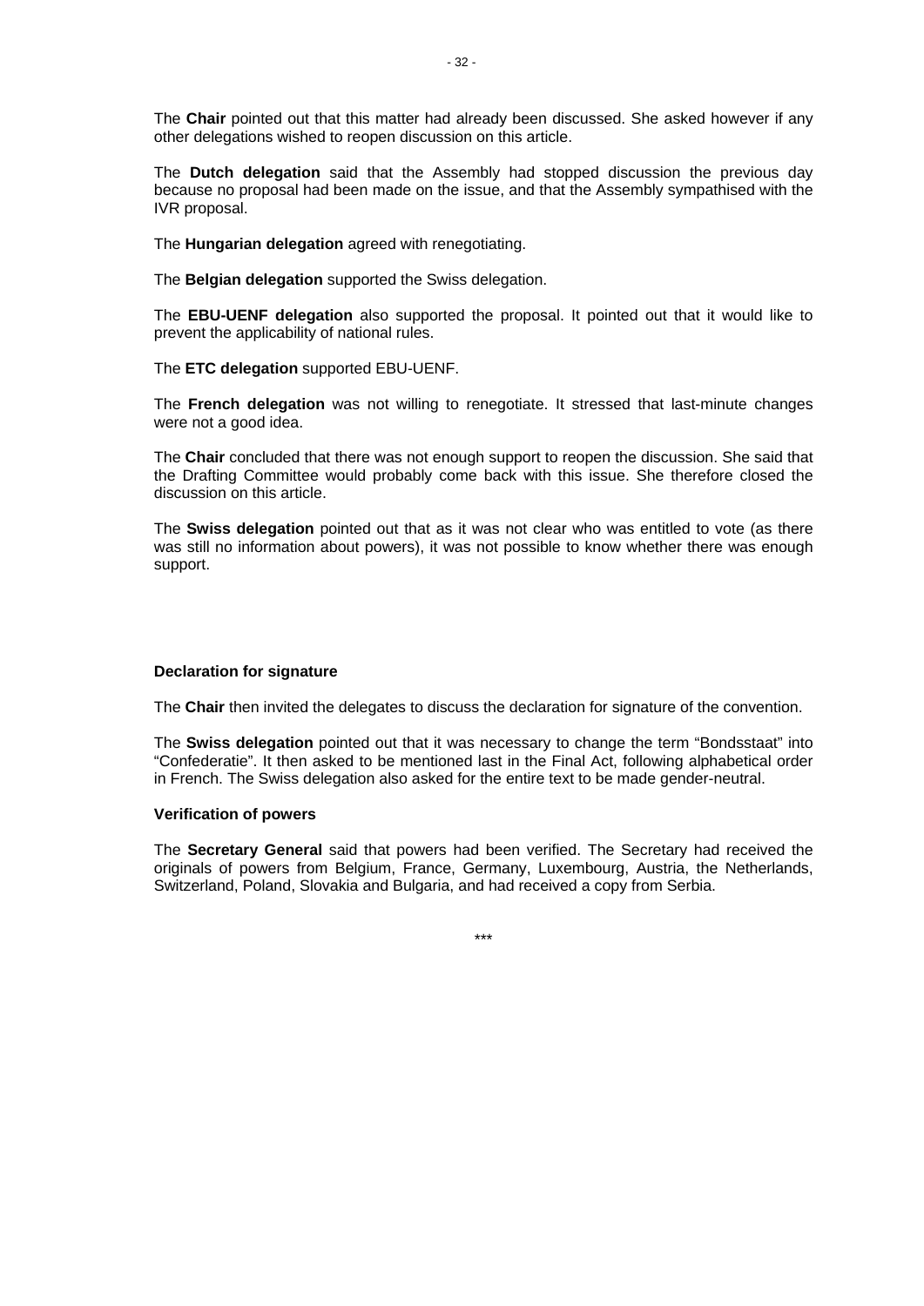The **Chair** pointed out that this matter had already been discussed. She asked however if any other delegations wished to reopen discussion on this article.

The **Dutch delegation** said that the Assembly had stopped discussion the previous day because no proposal had been made on the issue, and that the Assembly sympathised with the IVR proposal.

The **Hungarian delegation** agreed with renegotiating.

The **Belgian delegation** supported the Swiss delegation.

The **EBU-UENF delegation** also supported the proposal. It pointed out that it would like to prevent the applicability of national rules.

The **ETC delegation** supported EBU-UENF.

The **French delegation** was not willing to renegotiate. It stressed that last-minute changes were not a good idea.

The **Chair** concluded that there was not enough support to reopen the discussion. She said that the Drafting Committee would probably come back with this issue. She therefore closed the discussion on this article.

The **Swiss delegation** pointed out that as it was not clear who was entitled to vote (as there was still no information about powers), it was not possible to know whether there was enough support.

**Declaration for signature**

The **Chair** then invited the delegates to discuss the declaration for signature of the convention.

The **Swiss delegation** pointed out that it was necessary to change the term "Bondsstaat" into "Confederatie". It then asked to be mentioned last in the Final Act, following alphabetical order in French. The Swiss delegation also asked for the entire text to be made gender-neutral.

**Verification of powers**

The **Secretary General** said that powers had been verified. The Secretary had received the originals of powers from Belgium, France, Germany, Luxembourg, Austria, the Netherlands, Switzerland, Poland, Slovakia and Bulgaria, and had received a copy from Serbia.

***